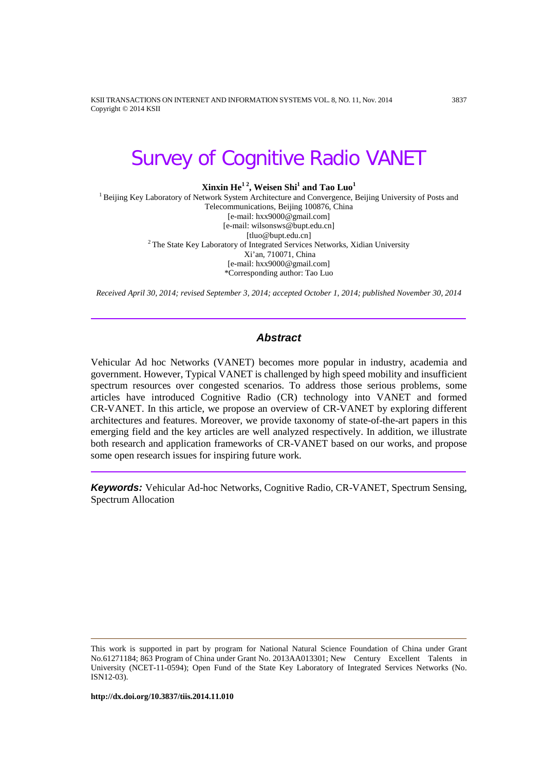# Survey of Cognitive Radio VANET

**Xinxin He[1 2], Weisen Shi[1] and Tao Luo[1]**

[1] Beijing Key Laboratory of Network System Architecture and Convergence, Beijing University of Posts and Telecommunications, Beijing 100876, China
[e-mail: hxx9000@gmail.com]
[e-mail: wilsonsws@bupt.edu.cn]
[tluo@bupt.edu.cn]
[2] The State Key Laboratory of Integrated Services Networks, Xidian University
Xi'an, 710071, China
[e-mail: hxx9000@gmail.com]
*Corresponding author: Tao Luo

*Received April 30, 2014; revised September 3, 2014; accepted October 1, 2014; published November 30, 2014*

## Abstract

Vehicular Ad hoc Networks (VANET) becomes more popular in industry, academia and government. However, Typical VANET is challenged by high speed mobility and insufficient spectrum resources over congested scenarios. To address those serious problems, some articles have introduced Cognitive Radio (CR) technology into VANET and formed CR-VANET. In this article, we propose an overview of CR-VANET by exploring different architectures and features. Moreover, we provide taxonomy of state-of-the-art papers in this emerging field and the key articles are well analyzed respectively. In addition, we illustrate both research and application frameworks of CR-VANET based on our works, and propose some open research issues for inspiring future work.

***Keywords:*** Vehicular Ad-hoc Networks, Cognitive Radio, CR-VANET, Spectrum Sensing, Spectrum Allocation

---

This work is supported in part by program for National Natural Science Foundation of China under Grant No.61271184; 863 Program of China under Grant No. 2013AA013301; New Century Excellent Talents in University (NCET-11-0594); Open Fund of the State Key Laboratory of Integrated Services Networks (No. ISN12-03).

**http://dx.doi.org/10.3837/tiis.2014.11.010**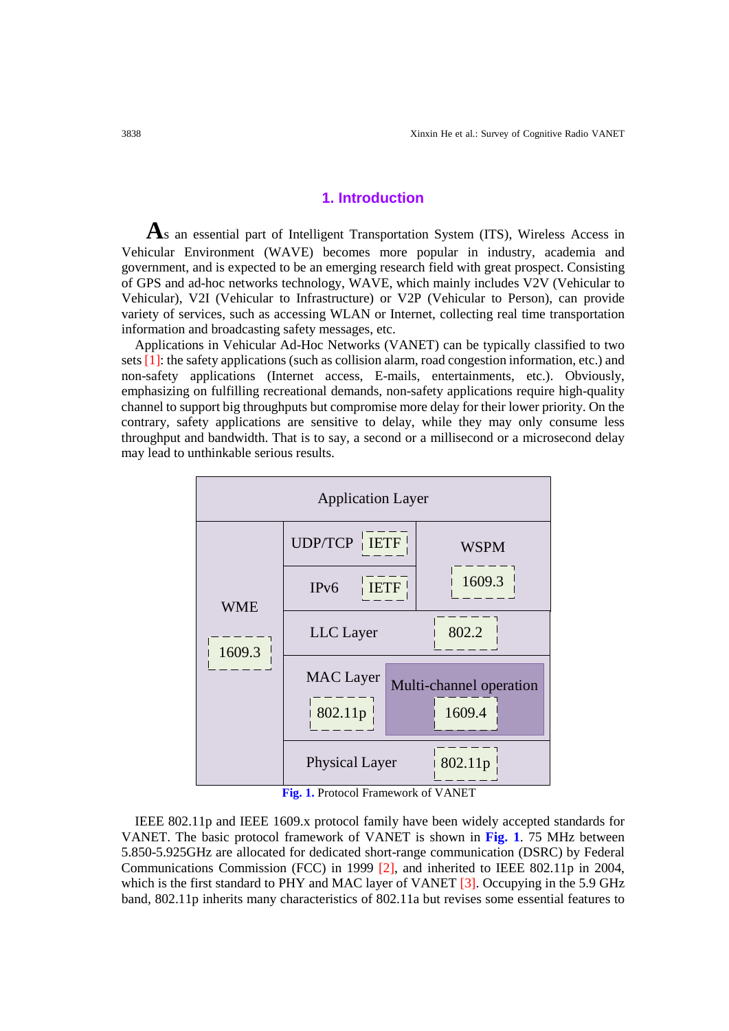## 1. Introduction

As an essential part of Intelligent Transportation System (ITS), Wireless Access in Vehicular Environment (WAVE) becomes more popular in industry, academia and government, and is expected to be an emerging research field with great prospect. Consisting of GPS and ad-hoc networks technology, WAVE, which mainly includes V2V (Vehicular to Vehicular), V2I (Vehicular to Infrastructure) or V2P (Vehicular to Person), can provide variety of services, such as accessing WLAN or Internet, collecting real time transportation information and broadcasting safety messages, etc.

Applications in Vehicular Ad-Hoc Networks (VANET) can be typically classified to two sets [1]: the safety applications (such as collision alarm, road congestion information, etc.) and non-safety applications (Internet access, E-mails, entertainments, etc.). Obviously, emphasizing on fulfilling recreational demands, non-safety applications require high-quality channel to support big throughputs but compromise more delay for their lower priority. On the contrary, safety applications are sensitive to delay, while they may only consume less throughput and bandwidth. That is to say, a second or a millisecond or a microsecond delay may lead to unthinkable serious results.

| Application Layer | | |
|---|---|---|
| WME (1609.3) | UDP/TCP (IETF) | WSPM (1609.3) |
| | IPv6 (IETF) | |
| | LLC Layer (802.2) | |
| | MAC Layer (802.11p) | Multi-channel operation (1609.4) |
| | Physical Layer (802.11p) | |

**Fig. 1.** Protocol Framework of VANET

IEEE 802.11p and IEEE 1609.x protocol family have been widely accepted standards for VANET. The basic protocol framework of VANET is shown in **Fig. 1**. 75 MHz between 5.850-5.925GHz are allocated for dedicated short-range communication (DSRC) by Federal Communications Commission (FCC) in 1999 [2], and inherited to IEEE 802.11p in 2004, which is the first standard to PHY and MAC layer of VANET [3]. Occupying in the 5.9 GHz band, 802.11p inherits many characteristics of 802.11a but revises some essential features to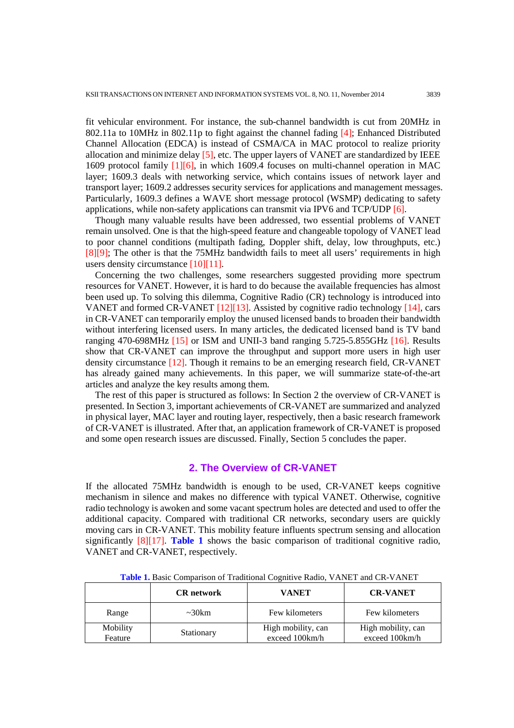fit vehicular environment. For instance, the sub-channel bandwidth is cut from 20MHz in 802.11a to 10MHz in 802.11p to fight against the channel fading [4]; Enhanced Distributed Channel Allocation (EDCA) is instead of CSMA/CA in MAC protocol to realize priority allocation and minimize delay [5], etc. The upper layers of VANET are standardized by IEEE 1609 protocol family [1][6], in which 1609.4 focuses on multi-channel operation in MAC layer; 1609.3 deals with networking service, which contains issues of network layer and transport layer; 1609.2 addresses security services for applications and management messages. Particularly, 1609.3 defines a WAVE short message protocol (WSMP) dedicating to safety applications, while non-safety applications can transmit via IPV6 and TCP/UDP [6].

Though many valuable results have been addressed, two essential problems of VANET remain unsolved. One is that the high-speed feature and changeable topology of VANET lead to poor channel conditions (multipath fading, Doppler shift, delay, low throughputs, etc.) [8][9]; The other is that the 75MHz bandwidth fails to meet all users' requirements in high users density circumstance [10][11].

Concerning the two challenges, some researchers suggested providing more spectrum resources for VANET. However, it is hard to do because the available frequencies has almost been used up. To solving this dilemma, Cognitive Radio (CR) technology is introduced into VANET and formed CR-VANET [12][13]. Assisted by cognitive radio technology [14], cars in CR-VANET can temporarily employ the unused licensed bands to broaden their bandwidth without interfering licensed users. In many articles, the dedicated licensed band is TV band ranging 470-698MHz [15] or ISM and UNII-3 band ranging 5.725-5.855GHz [16]. Results show that CR-VANET can improve the throughput and support more users in high user density circumstance [12]. Though it remains to be an emerging research field, CR-VANET has already gained many achievements. In this paper, we will summarize state-of-the-art articles and analyze the key results among them.

The rest of this paper is structured as follows: In Section 2 the overview of CR-VANET is presented. In Section 3, important achievements of CR-VANET are summarized and analyzed in physical layer, MAC layer and routing layer, respectively, then a basic research framework of CR-VANET is illustrated. After that, an application framework of CR-VANET is proposed and some open research issues are discussed. Finally, Section 5 concludes the paper.

## 2. The Overview of CR-VANET

If the allocated 75MHz bandwidth is enough to be used, CR-VANET keeps cognitive mechanism in silence and makes no difference with typical VANET. Otherwise, cognitive radio technology is awoken and some vacant spectrum holes are detected and used to offer the additional capacity. Compared with traditional CR networks, secondary users are quickly moving cars in CR-VANET. This mobility feature influents spectrum sensing and allocation significantly [8][17]. **Table 1** shows the basic comparison of traditional cognitive radio, VANET and CR-VANET, respectively.

**Table 1.** Basic Comparison of Traditional Cognitive Radio, VANET and CR-VANET

| | CR network | VANET | CR-VANET |
|---|---|---|---|
| Range | ~30km | Few kilometers | Few kilometers |
| Mobility Feature | Stationary | High mobility, can exceed 100km/h | High mobility, can exceed 100km/h |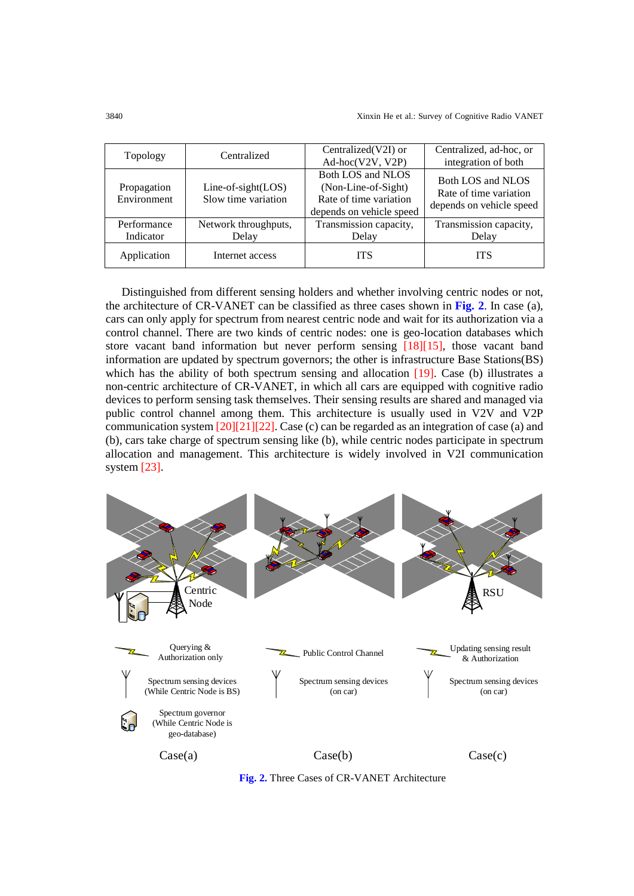| Topology | Centralized | Centralized(V2I) or Ad-hoc(V2V, V2P) | Centralized, ad-hoc, or integration of both |
|---|---|---|---|
| Propagation Environment | Line-of-sight(LOS) Slow time variation | Both LOS and NLOS (Non-Line-of-Sight) Rate of time variation depends on vehicle speed | Both LOS and NLOS Rate of time variation depends on vehicle speed |
| Performance Indicator | Network throughputs, Delay | Transmission capacity, Delay | Transmission capacity, Delay |
| Application | Internet access | ITS | ITS |

Distinguished from different sensing holders and whether involving centric nodes or not, the architecture of CR-VANET can be classified as three cases shown in **Fig. 2**. In case (a), cars can only apply for spectrum from nearest centric node and wait for its authorization via a control channel. There are two kinds of centric nodes: one is geo-location databases which store vacant band information but never perform sensing [18][15], those vacant band information are updated by spectrum governors; the other is infrastructure Base Stations(BS) which has the ability of both spectrum sensing and allocation [19]. Case (b) illustrates a non-centric architecture of CR-VANET, in which all cars are equipped with cognitive radio devices to perform sensing task themselves. Their sensing results are shared and managed via public control channel among them. This architecture is usually used in V2V and V2P communication system [20][21][22]. Case (c) can be regarded as an integration of case (a) and (b), cars take charge of spectrum sensing like (b), while centric nodes participate in spectrum allocation and management. This architecture is widely involved in V2I communication system [23].

**Fig. 2.** Three Cases of CR-VANET Architecture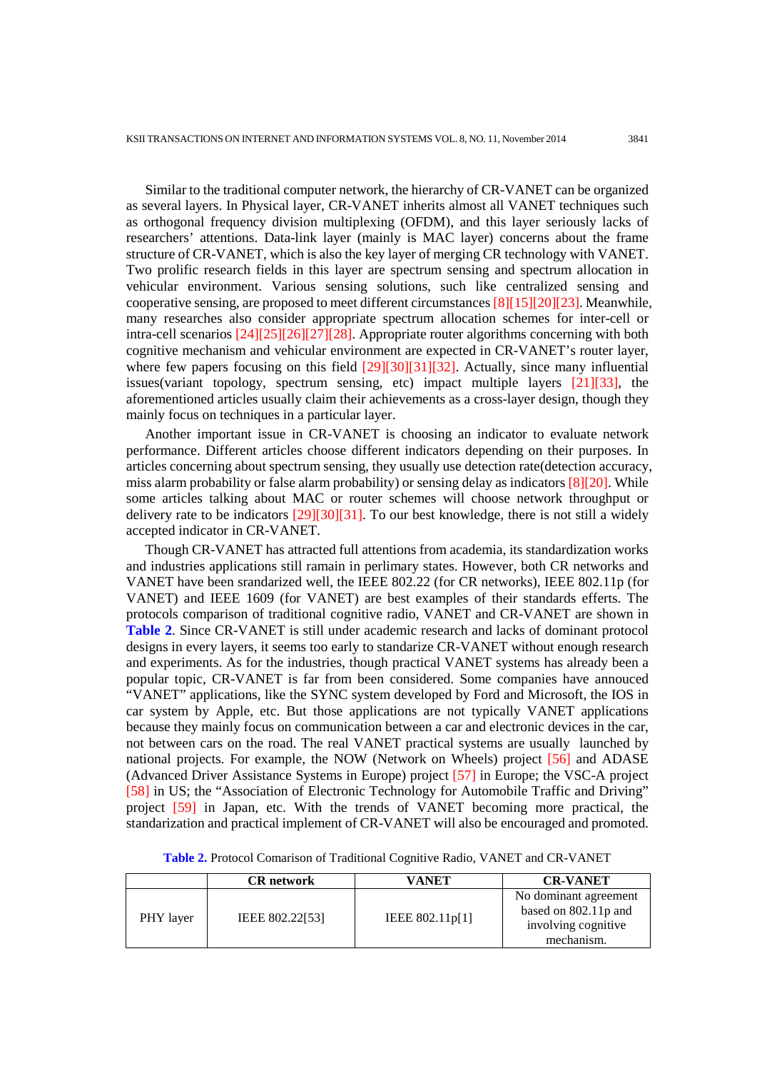Similar to the traditional computer network, the hierarchy of CR-VANET can be organized as several layers. In Physical layer, CR-VANET inherits almost all VANET techniques such as orthogonal frequency division multiplexing (OFDM), and this layer seriously lacks of researchers' attentions. Data-link layer (mainly is MAC layer) concerns about the frame structure of CR-VANET, which is also the key layer of merging CR technology with VANET. Two prolific research fields in this layer are spectrum sensing and spectrum allocation in vehicular environment. Various sensing solutions, such like centralized sensing and cooperative sensing, are proposed to meet different circumstances [8][15][20][23]. Meanwhile, many researches also consider appropriate spectrum allocation schemes for inter-cell or intra-cell scenarios [24][25][26][27][28]. Appropriate router algorithms concerning with both cognitive mechanism and vehicular environment are expected in CR-VANET's router layer, where few papers focusing on this field [29][30][31][32]. Actually, since many influential issues(variant topology, spectrum sensing, etc) impact multiple layers [21][33], the aforementioned articles usually claim their achievements as a cross-layer design, though they mainly focus on techniques in a particular layer.

Another important issue in CR-VANET is choosing an indicator to evaluate network performance. Different articles choose different indicators depending on their purposes. In articles concerning about spectrum sensing, they usually use detection rate(detection accuracy, miss alarm probability or false alarm probability) or sensing delay as indicators [8][20]. While some articles talking about MAC or router schemes will choose network throughput or delivery rate to be indicators [29][30][31]. To our best knowledge, there is not still a widely accepted indicator in CR-VANET.

Though CR-VANET has attracted full attentions from academia, its standardization works and industries applications still ramain in perlimary states. However, both CR networks and VANET have been srandarized well, the IEEE 802.22 (for CR networks), IEEE 802.11p (for VANET) and IEEE 1609 (for VANET) are best examples of their standards efferts. The protocols comparison of traditional cognitive radio, VANET and CR-VANET are shown in **Table 2**. Since CR-VANET is still under academic research and lacks of dominant protocol designs in every layers, it seems too early to standarize CR-VANET without enough research and experiments. As for the industries, though practical VANET systems has already been a popular topic, CR-VANET is far from been considered. Some companies have annouced "VANET" applications, like the SYNC system developed by Ford and Microsoft, the IOS in car system by Apple, etc. But those applications are not typically VANET applications because they mainly focus on communication between a car and electronic devices in the car, not between cars on the road. The real VANET practical systems are usually launched by national projects. For example, the NOW (Network on Wheels) project [56] and ADASE (Advanced Driver Assistance Systems in Europe) project [57] in Europe; the VSC-A project [58] in US; the "Association of Electronic Technology for Automobile Traffic and Driving" project [59] in Japan, etc. With the trends of VANET becoming more practical, the standarization and practical implement of CR-VANET will also be encouraged and promoted.

**Table 2.** Protocol Comarison of Traditional Cognitive Radio, VANET and CR-VANET

| | CR network | VANET | CR-VANET |
|---|---|---|---|
| PHY layer | IEEE 802.22[53] | IEEE 802.11p[1] | No dominant agreement based on 802.11p and involving cognitive mechanism. |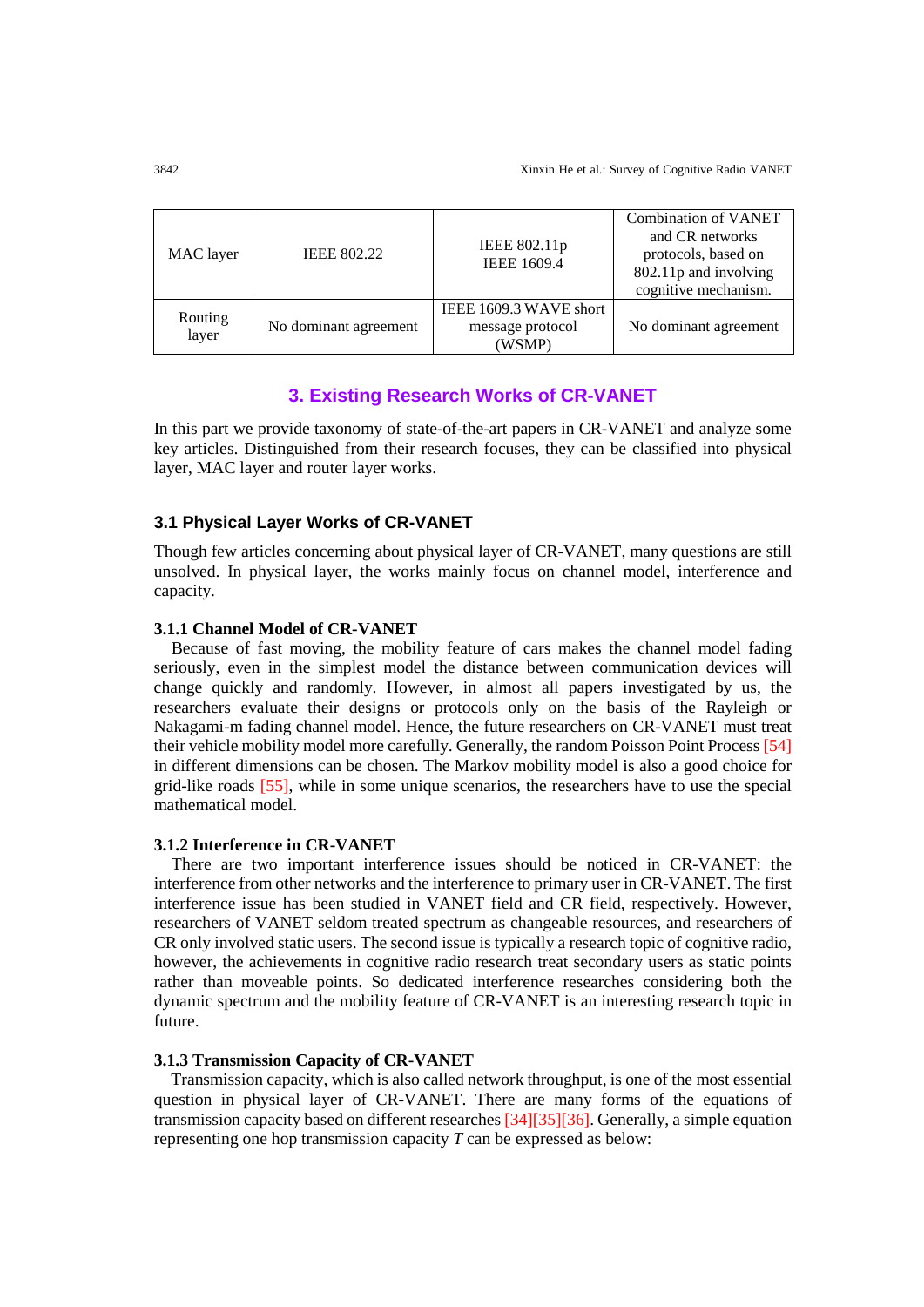| MAC layer | IEEE 802.22 | IEEE 802.11p<br>IEEE 1609.4 | Combination of VANET and CR networks protocols, based on 802.11p and involving cognitive mechanism. |
|---|---|---|---|
| Routing layer | No dominant agreement | IEEE 1609.3 WAVE short message protocol (WSMP) | No dominant agreement |

## 3. Existing Research Works of CR-VANET

In this part we provide taxonomy of state-of-the-art papers in CR-VANET and analyze some key articles. Distinguished from their research focuses, they can be classified into physical layer, MAC layer and router layer works.

### 3.1 Physical Layer Works of CR-VANET

Though few articles concerning about physical layer of CR-VANET, many questions are still unsolved. In physical layer, the works mainly focus on channel model, interference and capacity.

#### 3.1.1 Channel Model of CR-VANET

Because of fast moving, the mobility feature of cars makes the channel model fading seriously, even in the simplest model the distance between communication devices will change quickly and randomly. However, in almost all papers investigated by us, the researchers evaluate their designs or protocols only on the basis of the Rayleigh or Nakagami-m fading channel model. Hence, the future researchers on CR-VANET must treat their vehicle mobility model more carefully. Generally, the random Poisson Point Process [54] in different dimensions can be chosen. The Markov mobility model is also a good choice for grid-like roads [55], while in some unique scenarios, the researchers have to use the special mathematical model.

#### 3.1.2 Interference in CR-VANET

There are two important interference issues should be noticed in CR-VANET: the interference from other networks and the interference to primary user in CR-VANET. The first interference issue has been studied in VANET field and CR field, respectively. However, researchers of VANET seldom treated spectrum as changeable resources, and researchers of CR only involved static users. The second issue is typically a research topic of cognitive radio, however, the achievements in cognitive radio research treat secondary users as static points rather than moveable points. So dedicated interference researches considering both the dynamic spectrum and the mobility feature of CR-VANET is an interesting research topic in future.

#### 3.1.3 Transmission Capacity of CR-VANET

Transmission capacity, which is also called network throughput, is one of the most essential question in physical layer of CR-VANET. There are many forms of the equations of transmission capacity based on different researches [34][35][36]. Generally, a simple equation representing one hop transmission capacity $T$ can be expressed as below: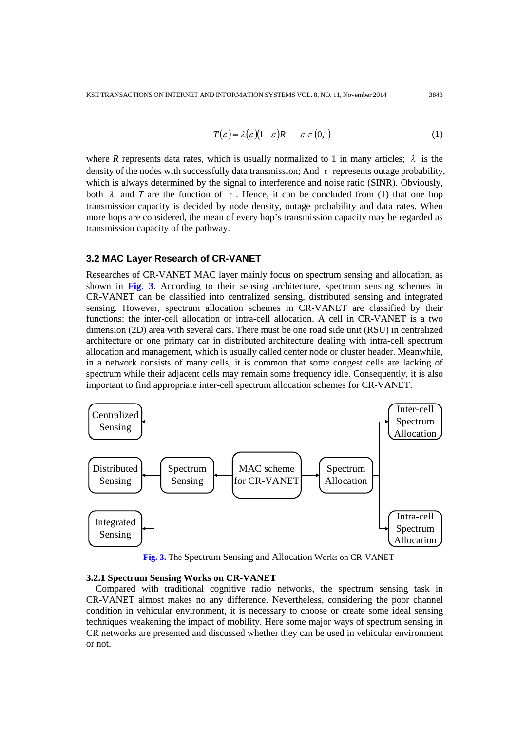$$T(\varepsilon) = \lambda(\varepsilon)(1-\varepsilon)R \qquad \varepsilon \in (0,1) \tag{1}$$

where $R$ represents data rates, which is usually normalized to 1 in many articles; $\lambda$ is the density of the nodes with successfully data transmission; And $\varepsilon$ represents outage probability, which is always determined by the signal to interference and noise ratio (SINR). Obviously, both $\lambda$ and $T$ are the function of $\varepsilon$. Hence, it can be concluded from (1) that one hop transmission capacity is decided by node density, outage probability and data rates. When more hops are considered, the mean of every hop's transmission capacity may be regarded as transmission capacity of the pathway.

### 3.2 MAC Layer Research of CR-VANET

Researches of CR-VANET MAC layer mainly focus on spectrum sensing and allocation, as shown in **Fig. 3**. According to their sensing architecture, spectrum sensing schemes in CR-VANET can be classified into centralized sensing, distributed sensing and integrated sensing. However, spectrum allocation schemes in CR-VANET are classified by their functions: the inter-cell allocation or intra-cell allocation. A cell in CR-VANET is a two dimension (2D) area with several cars. There must be one road side unit (RSU) in centralized architecture or one primary car in distributed architecture dealing with intra-cell spectrum allocation and management, which is usually called center node or cluster header. Meanwhile, in a network consists of many cells, it is common that some congest cells are lacking of spectrum while their adjacent cells may remain some frequency idle. Consequently, it is also important to find appropriate inter-cell spectrum allocation schemes for CR-VANET.

```
Centralized Sensing  <--+                                          +--> Inter-cell Spectrum Allocation
                        |                                          |
Distributed Sensing  <--+-- Spectrum Sensing <-- MAC scheme for --> Spectrum Allocation --+
                        |                        CR-VANET                                  |
Integrated Sensing   <--+                                          +--> Intra-cell Spectrum Allocation
```

**Fig. 3.** The Spectrum Sensing and Allocation Works on CR-VANET

#### 3.2.1 Spectrum Sensing Works on CR-VANET

Compared with traditional cognitive radio networks, the spectrum sensing task in CR-VANET almost makes no any difference. Nevertheless, considering the poor channel condition in vehicular environment, it is necessary to choose or create some ideal sensing techniques weakening the impact of mobility. Here some major ways of spectrum sensing in CR networks are presented and discussed whether they can be used in vehicular environment or not.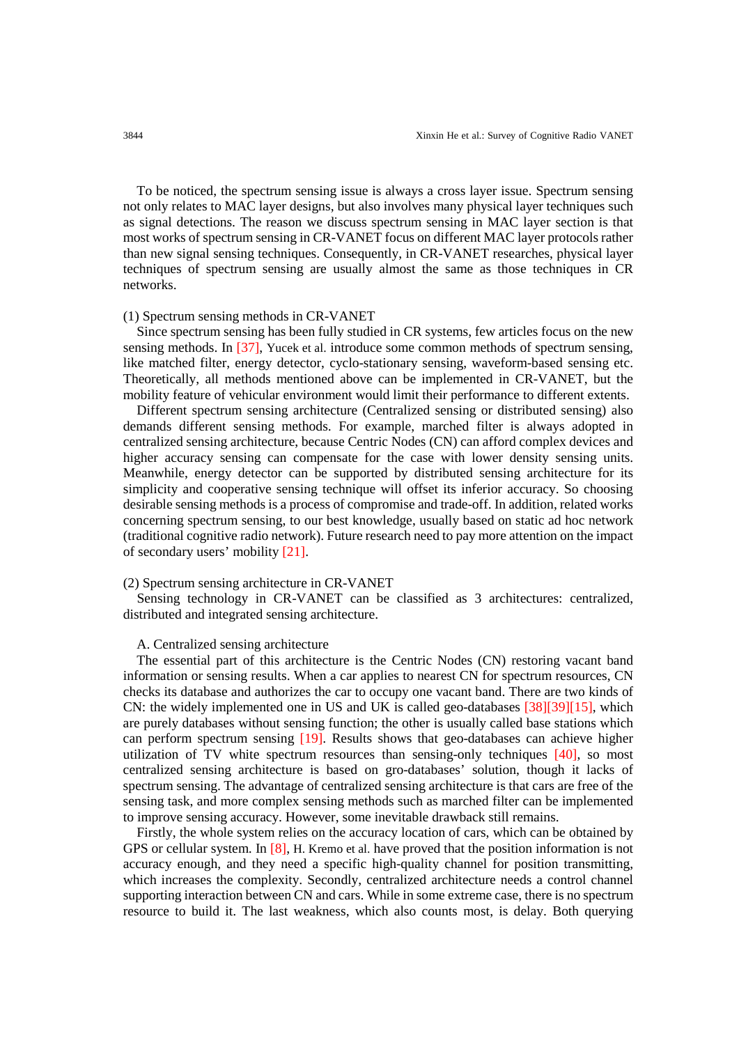To be noticed, the spectrum sensing issue is always a cross layer issue. Spectrum sensing not only relates to MAC layer designs, but also involves many physical layer techniques such as signal detections. The reason we discuss spectrum sensing in MAC layer section is that most works of spectrum sensing in CR-VANET focus on different MAC layer protocols rather than new signal sensing techniques. Consequently, in CR-VANET researches, physical layer techniques of spectrum sensing are usually almost the same as those techniques in CR networks.

(1) Spectrum sensing methods in CR-VANET

Since spectrum sensing has been fully studied in CR systems, few articles focus on the new sensing methods. In [37], Yucek et al. introduce some common methods of spectrum sensing, like matched filter, energy detector, cyclo-stationary sensing, waveform-based sensing etc. Theoretically, all methods mentioned above can be implemented in CR-VANET, but the mobility feature of vehicular environment would limit their performance to different extents.

Different spectrum sensing architecture (Centralized sensing or distributed sensing) also demands different sensing methods. For example, marched filter is always adopted in centralized sensing architecture, because Centric Nodes (CN) can afford complex devices and higher accuracy sensing can compensate for the case with lower density sensing units. Meanwhile, energy detector can be supported by distributed sensing architecture for its simplicity and cooperative sensing technique will offset its inferior accuracy. So choosing desirable sensing methods is a process of compromise and trade-off. In addition, related works concerning spectrum sensing, to our best knowledge, usually based on static ad hoc network (traditional cognitive radio network). Future research need to pay more attention on the impact of secondary users' mobility [21].

(2) Spectrum sensing architecture in CR-VANET

Sensing technology in CR-VANET can be classified as 3 architectures: centralized, distributed and integrated sensing architecture.

A. Centralized sensing architecture

The essential part of this architecture is the Centric Nodes (CN) restoring vacant band information or sensing results. When a car applies to nearest CN for spectrum resources, CN checks its database and authorizes the car to occupy one vacant band. There are two kinds of CN: the widely implemented one in US and UK is called geo-databases [38][39][15], which are purely databases without sensing function; the other is usually called base stations which can perform spectrum sensing [19]. Results shows that geo-databases can achieve higher utilization of TV white spectrum resources than sensing-only techniques [40], so most centralized sensing architecture is based on gro-databases' solution, though it lacks of spectrum sensing. The advantage of centralized sensing architecture is that cars are free of the sensing task, and more complex sensing methods such as marched filter can be implemented to improve sensing accuracy. However, some inevitable drawback still remains.

Firstly, the whole system relies on the accuracy location of cars, which can be obtained by GPS or cellular system. In [8], H. Kremo et al. have proved that the position information is not accuracy enough, and they need a specific high-quality channel for position transmitting, which increases the complexity. Secondly, centralized architecture needs a control channel supporting interaction between CN and cars. While in some extreme case, there is no spectrum resource to build it. The last weakness, which also counts most, is delay. Both querying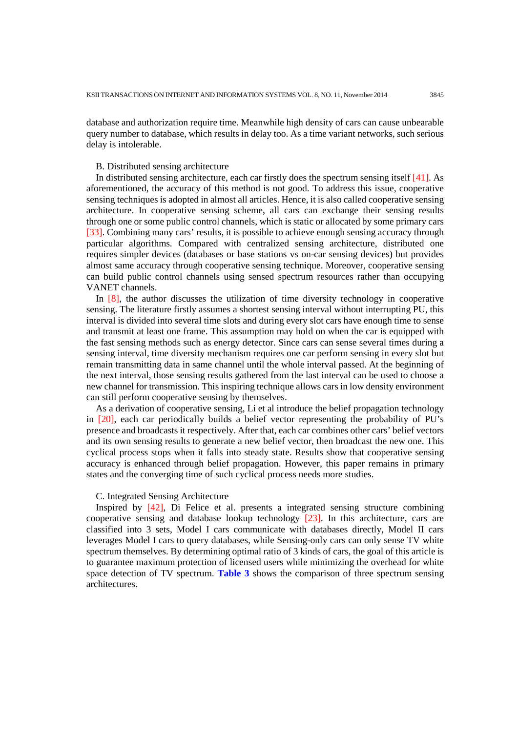database and authorization require time. Meanwhile high density of cars can cause unbearable query number to database, which results in delay too. As a time variant networks, such serious delay is intolerable.

### B. Distributed sensing architecture

In distributed sensing architecture, each car firstly does the spectrum sensing itself [41]. As aforementioned, the accuracy of this method is not good. To address this issue, cooperative sensing techniques is adopted in almost all articles. Hence, it is also called cooperative sensing architecture. In cooperative sensing scheme, all cars can exchange their sensing results through one or some public control channels, which is static or allocated by some primary cars [33]. Combining many cars' results, it is possible to achieve enough sensing accuracy through particular algorithms. Compared with centralized sensing architecture, distributed one requires simpler devices (databases or base stations vs on-car sensing devices) but provides almost same accuracy through cooperative sensing technique. Moreover, cooperative sensing can build public control channels using sensed spectrum resources rather than occupying VANET channels.

In [8], the author discusses the utilization of time diversity technology in cooperative sensing. The literature firstly assumes a shortest sensing interval without interrupting PU, this interval is divided into several time slots and during every slot cars have enough time to sense and transmit at least one frame. This assumption may hold on when the car is equipped with the fast sensing methods such as energy detector. Since cars can sense several times during a sensing interval, time diversity mechanism requires one car perform sensing in every slot but remain transmitting data in same channel until the whole interval passed. At the beginning of the next interval, those sensing results gathered from the last interval can be used to choose a new channel for transmission. This inspiring technique allows cars in low density environment can still perform cooperative sensing by themselves.

As a derivation of cooperative sensing, Li et al introduce the belief propagation technology in [20], each car periodically builds a belief vector representing the probability of PU's presence and broadcasts it respectively. After that, each car combines other cars' belief vectors and its own sensing results to generate a new belief vector, then broadcast the new one. This cyclical process stops when it falls into steady state. Results show that cooperative sensing accuracy is enhanced through belief propagation. However, this paper remains in primary states and the converging time of such cyclical process needs more studies.

### C. Integrated Sensing Architecture

Inspired by [42], Di Felice et al. presents a integrated sensing structure combining cooperative sensing and database lookup technology [23]. In this architecture, cars are classified into 3 sets, Model I cars communicate with databases directly, Model II cars leverages Model I cars to query databases, while Sensing-only cars can only sense TV white spectrum themselves. By determining optimal ratio of 3 kinds of cars, the goal of this article is to guarantee maximum protection of licensed users while minimizing the overhead for white space detection of TV spectrum. **Table 3** shows the comparison of three spectrum sensing architectures.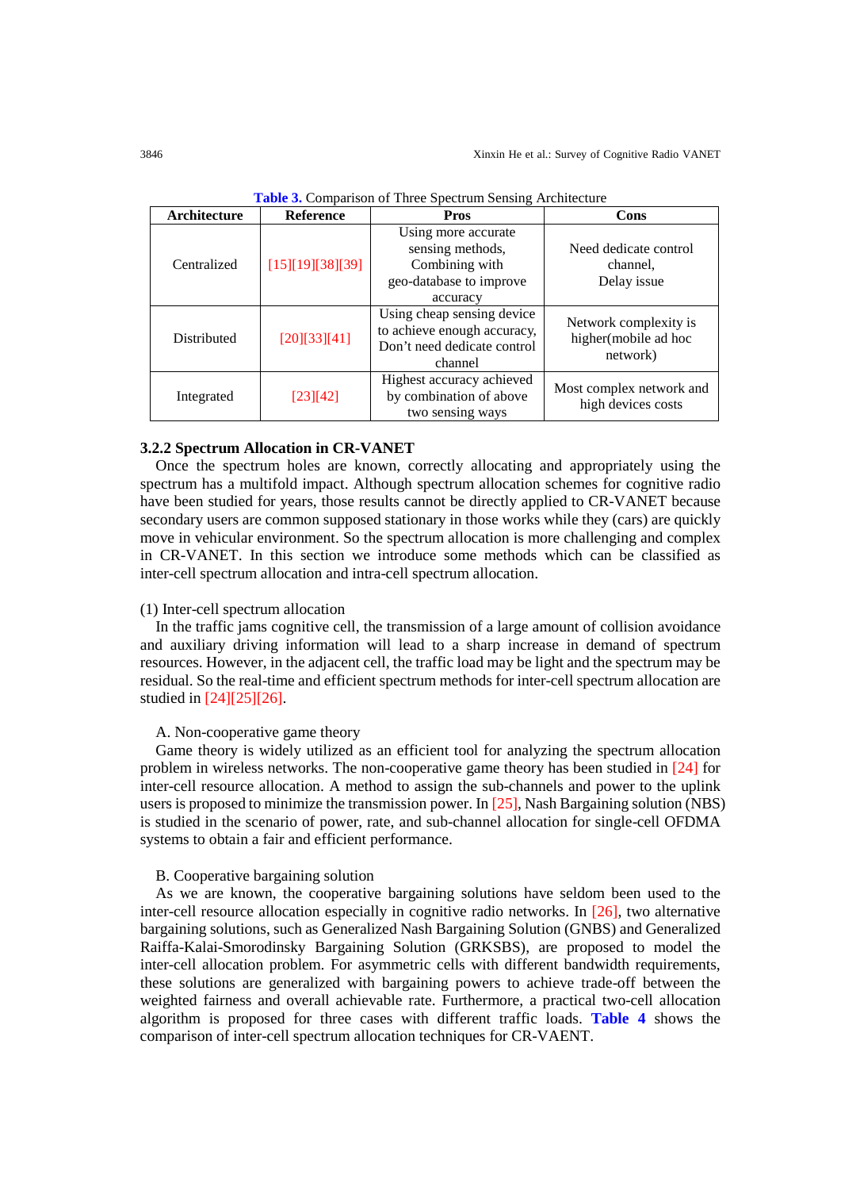**Table 3.** Comparison of Three Spectrum Sensing Architecture

| Architecture | Reference | Pros | Cons |
|---|---|---|---|
| Centralized | [15][19][38][39] | Using more accurate sensing methods, Combining with geo-database to improve accuracy | Need dedicate control channel, Delay issue |
| Distributed | [20][33][41] | Using cheap sensing device to achieve enough accuracy, Don't need dedicate control channel | Network complexity is higher(mobile ad hoc network) |
| Integrated | [23][42] | Highest accuracy achieved by combination of above two sensing ways | Most complex network and high devices costs |

### 3.2.2 Spectrum Allocation in CR-VANET

Once the spectrum holes are known, correctly allocating and appropriately using the spectrum has a multifold impact. Although spectrum allocation schemes for cognitive radio have been studied for years, those results cannot be directly applied to CR-VANET because secondary users are common supposed stationary in those works while they (cars) are quickly move in vehicular environment. So the spectrum allocation is more challenging and complex in CR-VANET. In this section we introduce some methods which can be classified as inter-cell spectrum allocation and intra-cell spectrum allocation.

(1) Inter-cell spectrum allocation

In the traffic jams cognitive cell, the transmission of a large amount of collision avoidance and auxiliary driving information will lead to a sharp increase in demand of spectrum resources. However, in the adjacent cell, the traffic load may be light and the spectrum may be residual. So the real-time and efficient spectrum methods for inter-cell spectrum allocation are studied in [24][25][26].

A. Non-cooperative game theory

Game theory is widely utilized as an efficient tool for analyzing the spectrum allocation problem in wireless networks. The non-cooperative game theory has been studied in [24] for inter-cell resource allocation. A method to assign the sub-channels and power to the uplink users is proposed to minimize the transmission power. In [25], Nash Bargaining solution (NBS) is studied in the scenario of power, rate, and sub-channel allocation for single-cell OFDMA systems to obtain a fair and efficient performance.

B. Cooperative bargaining solution

As we are known, the cooperative bargaining solutions have seldom been used to the inter-cell resource allocation especially in cognitive radio networks. In [26], two alternative bargaining solutions, such as Generalized Nash Bargaining Solution (GNBS) and Generalized Raiffa-Kalai-Smorodinsky Bargaining Solution (GRKSBS), are proposed to model the inter-cell allocation problem. For asymmetric cells with different bandwidth requirements, these solutions are generalized with bargaining powers to achieve trade-off between the weighted fairness and overall achievable rate. Furthermore, a practical two-cell allocation algorithm is proposed for three cases with different traffic loads. **Table 4** shows the comparison of inter-cell spectrum allocation techniques for CR-VAENT.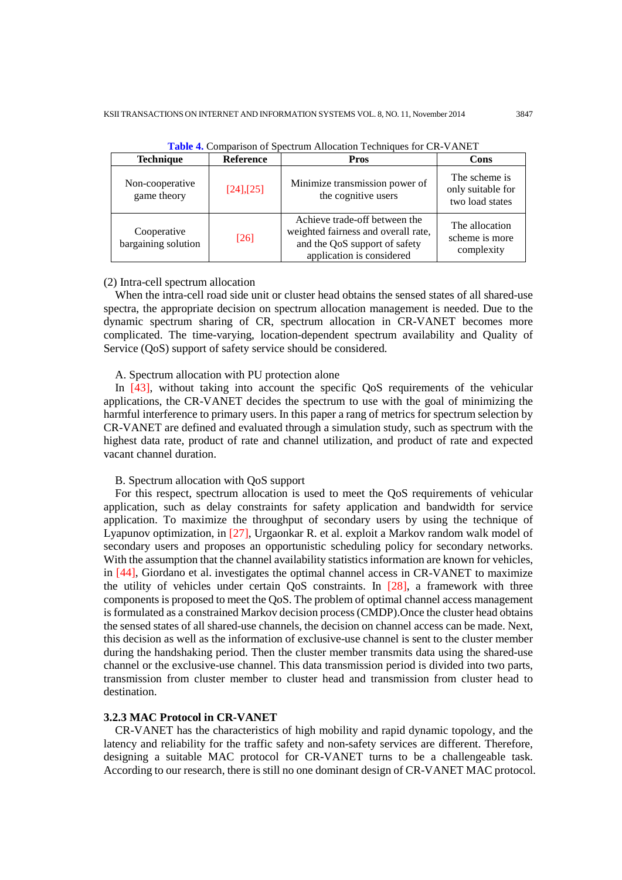**Table 4.** Comparison of Spectrum Allocation Techniques for CR-VANET

| Technique | Reference | Pros | Cons |
|---|---|---|---|
| Non-cooperative game theory | [24],[25] | Minimize transmission power of the cognitive users | The scheme is only suitable for two load states |
| Cooperative bargaining solution | [26] | Achieve trade-off between the weighted fairness and overall rate, and the QoS support of safety application is considered | The allocation scheme is more complexity |

(2) Intra-cell spectrum allocation

When the intra-cell road side unit or cluster head obtains the sensed states of all shared-use spectra, the appropriate decision on spectrum allocation management is needed. Due to the dynamic spectrum sharing of CR, spectrum allocation in CR-VANET becomes more complicated. The time-varying, location-dependent spectrum availability and Quality of Service (QoS) support of safety service should be considered.

A. Spectrum allocation with PU protection alone

In [43], without taking into account the specific QoS requirements of the vehicular applications, the CR-VANET decides the spectrum to use with the goal of minimizing the harmful interference to primary users. In this paper a rang of metrics for spectrum selection by CR-VANET are defined and evaluated through a simulation study, such as spectrum with the highest data rate, product of rate and channel utilization, and product of rate and expected vacant channel duration.

B. Spectrum allocation with QoS support

For this respect, spectrum allocation is used to meet the QoS requirements of vehicular application, such as delay constraints for safety application and bandwidth for service application. To maximize the throughput of secondary users by using the technique of Lyapunov optimization, in [27], Urgaonkar R. et al. exploit a Markov random walk model of secondary users and proposes an opportunistic scheduling policy for secondary networks. With the assumption that the channel availability statistics information are known for vehicles, in [44], Giordano et al. investigates the optimal channel access in CR-VANET to maximize the utility of vehicles under certain QoS constraints. In [28], a framework with three components is proposed to meet the QoS. The problem of optimal channel access management is formulated as a constrained Markov decision process (CMDP).Once the cluster head obtains the sensed states of all shared-use channels, the decision on channel access can be made. Next, this decision as well as the information of exclusive-use channel is sent to the cluster member during the handshaking period. Then the cluster member transmits data using the shared-use channel or the exclusive-use channel. This data transmission period is divided into two parts, transmission from cluster member to cluster head and transmission from cluster head to destination.

### 3.2.3 MAC Protocol in CR-VANET

CR-VANET has the characteristics of high mobility and rapid dynamic topology, and the latency and reliability for the traffic safety and non-safety services are different. Therefore, designing a suitable MAC protocol for CR-VANET turns to be a challengeable task. According to our research, there is still no one dominant design of CR-VANET MAC protocol.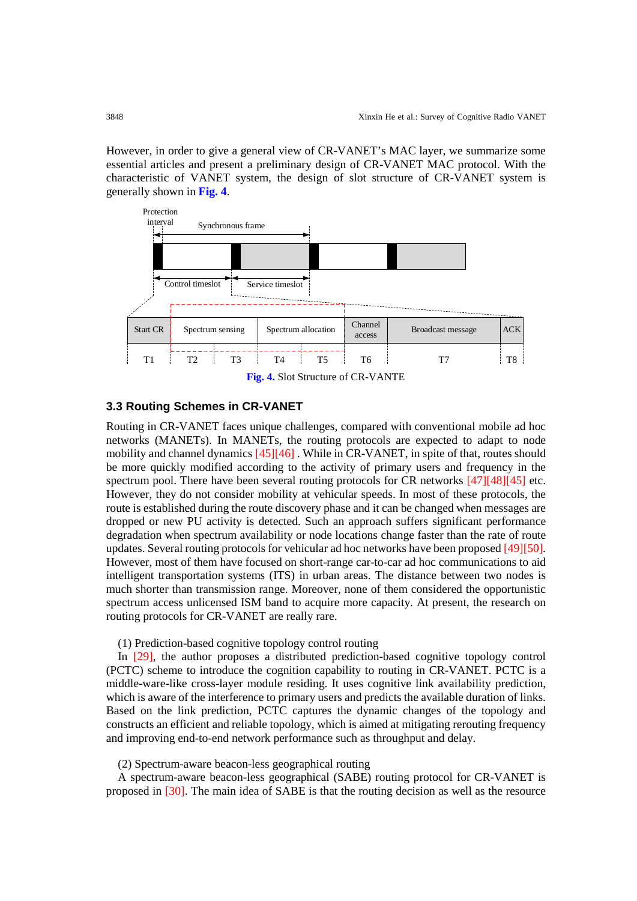However, in order to give a general view of CR-VANET's MAC layer, we summarize some essential articles and present a preliminary design of CR-VANET MAC protocol. With the characteristic of VANET system, the design of slot structure of CR-VANET system is generally shown in **Fig. 4**.

**Fig. 4.** Slot Structure of CR-VANTE

### 3.3 Routing Schemes in CR-VANET

Routing in CR-VANET faces unique challenges, compared with conventional mobile ad hoc networks (MANETs). In MANETs, the routing protocols are expected to adapt to node mobility and channel dynamics [45][46] . While in CR-VANET, in spite of that, routes should be more quickly modified according to the activity of primary users and frequency in the spectrum pool. There have been several routing protocols for CR networks [47][48][45] etc. However, they do not consider mobility at vehicular speeds. In most of these protocols, the route is established during the route discovery phase and it can be changed when messages are dropped or new PU activity is detected. Such an approach suffers significant performance degradation when spectrum availability or node locations change faster than the rate of route updates. Several routing protocols for vehicular ad hoc networks have been proposed [49][50]. However, most of them have focused on short-range car-to-car ad hoc communications to aid intelligent transportation systems (ITS) in urban areas. The distance between two nodes is much shorter than transmission range. Moreover, none of them considered the opportunistic spectrum access unlicensed ISM band to acquire more capacity. At present, the research on routing protocols for CR-VANET are really rare.

(1) Prediction-based cognitive topology control routing

In [29], the author proposes a distributed prediction-based cognitive topology control (PCTC) scheme to introduce the cognition capability to routing in CR-VANET. PCTC is a middle-ware-like cross-layer module residing. It uses cognitive link availability prediction, which is aware of the interference to primary users and predicts the available duration of links. Based on the link prediction, PCTC captures the dynamic changes of the topology and constructs an efficient and reliable topology, which is aimed at mitigating rerouting frequency and improving end-to-end network performance such as throughput and delay.

(2) Spectrum-aware beacon-less geographical routing

A spectrum-aware beacon-less geographical (SABE) routing protocol for CR-VANET is proposed in [30]. The main idea of SABE is that the routing decision as well as the resource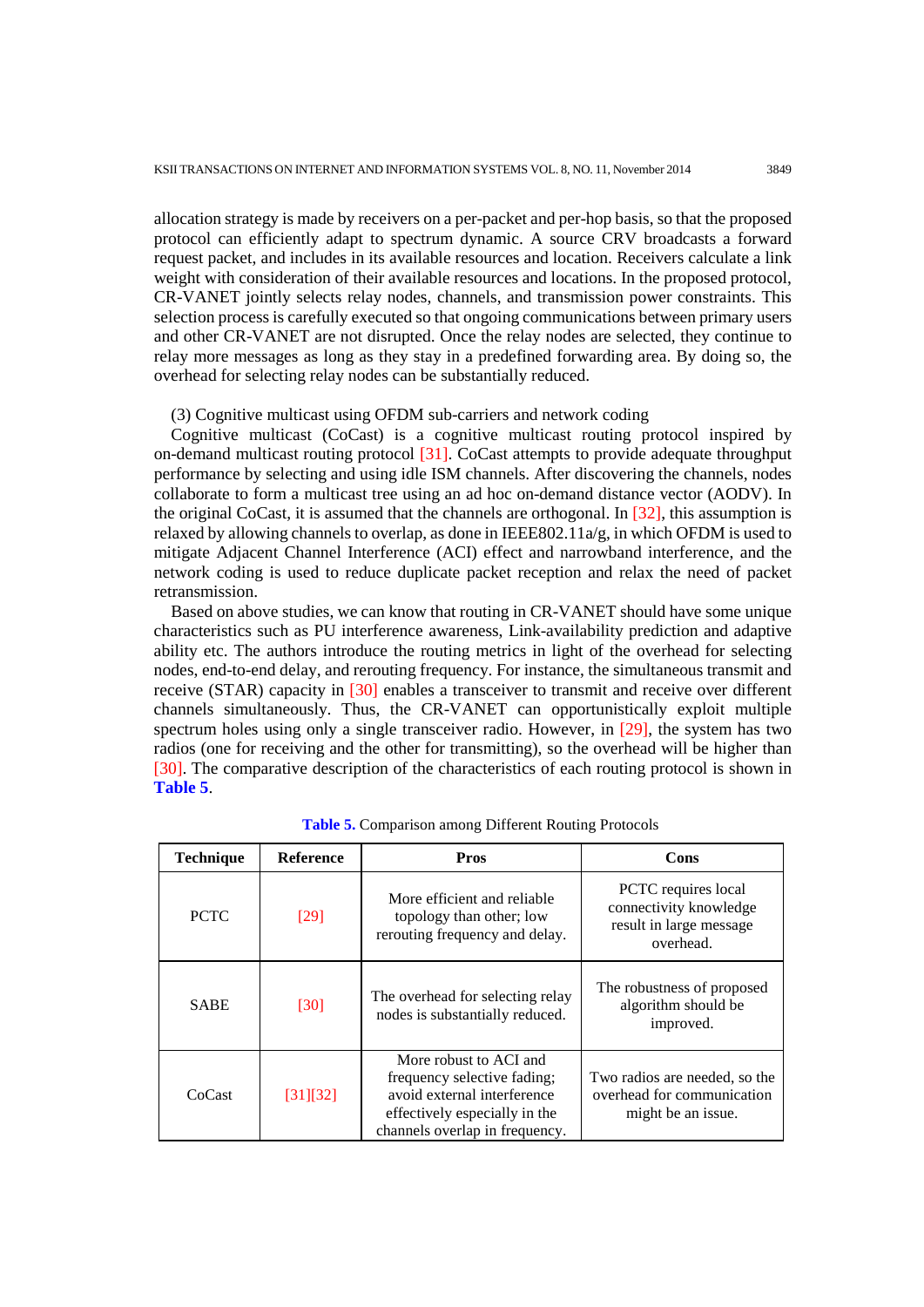allocation strategy is made by receivers on a per-packet and per-hop basis, so that the proposed protocol can efficiently adapt to spectrum dynamic. A source CRV broadcasts a forward request packet, and includes in its available resources and location. Receivers calculate a link weight with consideration of their available resources and locations. In the proposed protocol, CR-VANET jointly selects relay nodes, channels, and transmission power constraints. This selection process is carefully executed so that ongoing communications between primary users and other CR-VANET are not disrupted. Once the relay nodes are selected, they continue to relay more messages as long as they stay in a predefined forwarding area. By doing so, the overhead for selecting relay nodes can be substantially reduced.

(3) Cognitive multicast using OFDM sub-carriers and network coding

Cognitive multicast (CoCast) is a cognitive multicast routing protocol inspired by on-demand multicast routing protocol [31]. CoCast attempts to provide adequate throughput performance by selecting and using idle ISM channels. After discovering the channels, nodes collaborate to form a multicast tree using an ad hoc on-demand distance vector (AODV). In the original CoCast, it is assumed that the channels are orthogonal. In [32], this assumption is relaxed by allowing channels to overlap, as done in IEEE802.11a/g, in which OFDM is used to mitigate Adjacent Channel Interference (ACI) effect and narrowband interference, and the network coding is used to reduce duplicate packet reception and relax the need of packet retransmission.

Based on above studies, we can know that routing in CR-VANET should have some unique characteristics such as PU interference awareness, Link-availability prediction and adaptive ability etc. The authors introduce the routing metrics in light of the overhead for selecting nodes, end-to-end delay, and rerouting frequency. For instance, the simultaneous transmit and receive (STAR) capacity in [30] enables a transceiver to transmit and receive over different channels simultaneously. Thus, the CR-VANET can opportunistically exploit multiple spectrum holes using only a single transceiver radio. However, in [29], the system has two radios (one for receiving and the other for transmitting), so the overhead will be higher than [30]. The comparative description of the characteristics of each routing protocol is shown in **Table 5**.

**Table 5.** Comparison among Different Routing Protocols

| Technique | Reference | Pros | Cons |
|---|---|---|---|
| PCTC | [29] | More efficient and reliable topology than other; low rerouting frequency and delay. | PCTC requires local connectivity knowledge result in large message overhead. |
| SABE | [30] | The overhead for selecting relay nodes is substantially reduced. | The robustness of proposed algorithm should be improved. |
| CoCast | [31][32] | More robust to ACI and frequency selective fading; avoid external interference effectively especially in the channels overlap in frequency. | Two radios are needed, so the overhead for communication might be an issue. |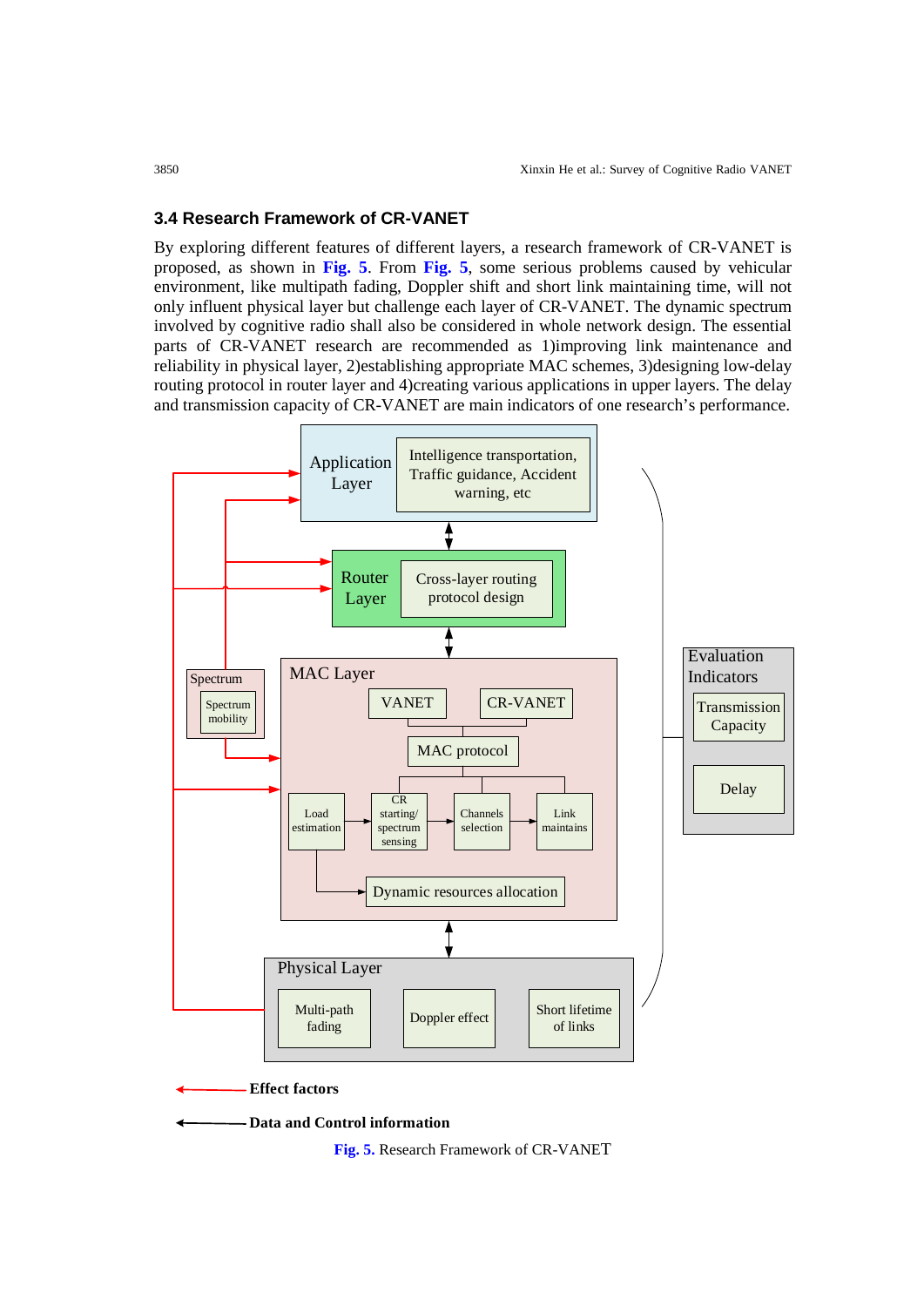### 3.4 Research Framework of CR-VANET

By exploring different features of different layers, a research framework of CR-VANET is proposed, as shown in **Fig. 5**. From **Fig. 5**, some serious problems caused by vehicular environment, like multipath fading, Doppler shift and short link maintaining time, will not only influent physical layer but challenge each layer of CR-VANET. The dynamic spectrum involved by cognitive radio shall also be considered in whole network design. The essential parts of CR-VANET research are recommended as 1)improving link maintenance and reliability in physical layer, 2)establishing appropriate MAC schemes, 3)designing low-delay routing protocol in router layer and 4)creating various applications in upper layers. The delay and transmission capacity of CR-VANET are main indicators of one research's performance.

**Fig. 5.** Research Framework of CR-VANET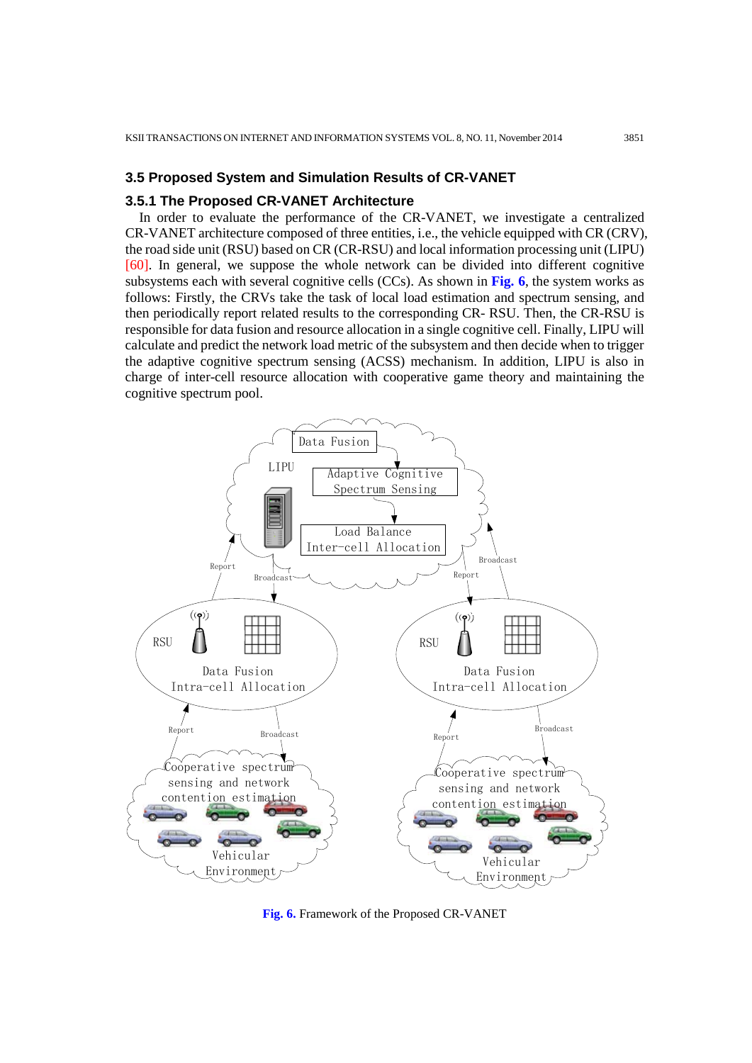### 3.5 Proposed System and Simulation Results of CR-VANET

#### 3.5.1 The Proposed CR-VANET Architecture

In order to evaluate the performance of the CR-VANET, we investigate a centralized CR-VANET architecture composed of three entities, i.e., the vehicle equipped with CR (CRV), the road side unit (RSU) based on CR (CR-RSU) and local information processing unit (LIPU) [60]. In general, we suppose the whole network can be divided into different cognitive subsystems each with several cognitive cells (CCs). As shown in **Fig. 6**, the system works as follows: Firstly, the CRVs take the task of local load estimation and spectrum sensing, and then periodically report related results to the corresponding CR- RSU. Then, the CR-RSU is responsible for data fusion and resource allocation in a single cognitive cell. Finally, LIPU will calculate and predict the network load metric of the subsystem and then decide when to trigger the adaptive cognitive spectrum sensing (ACSS) mechanism. In addition, LIPU is also in charge of inter-cell resource allocation with cooperative game theory and maintaining the cognitive spectrum pool.

**Fig. 6.** Framework of the Proposed CR-VANET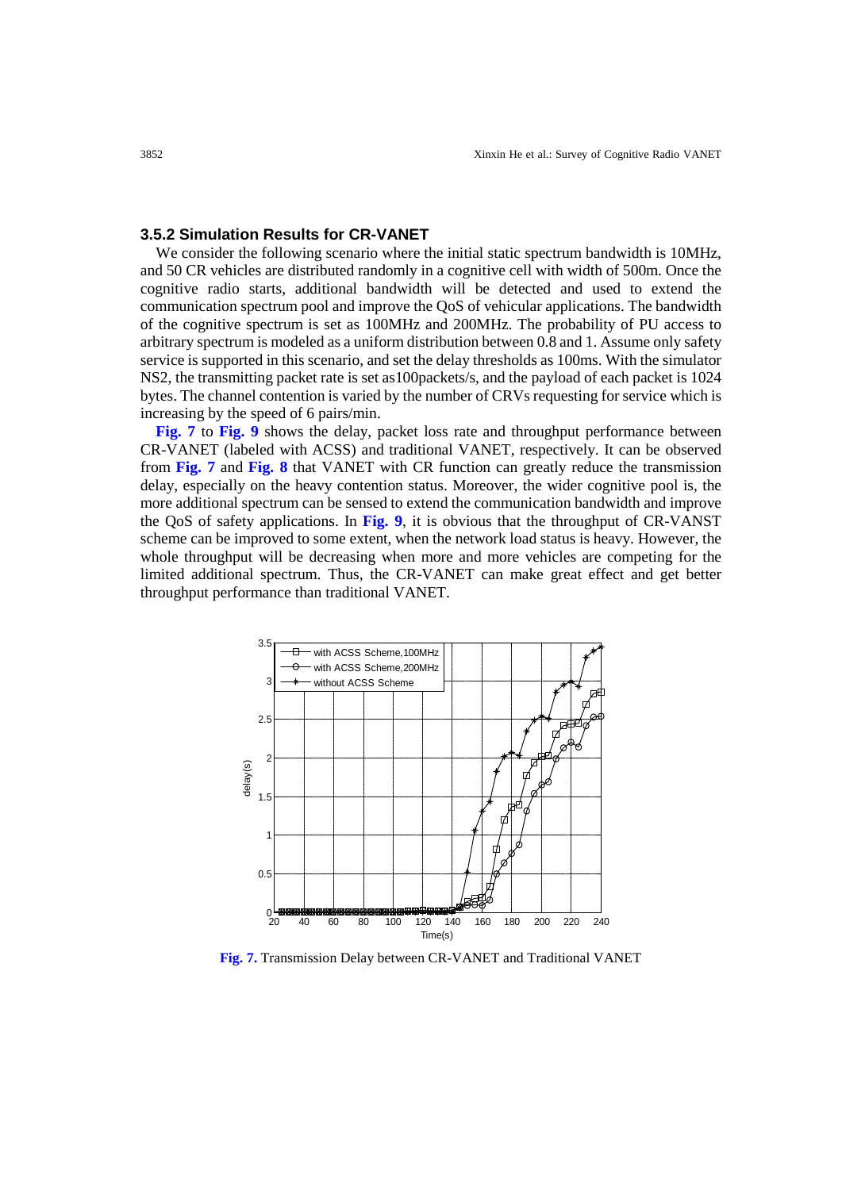### 3.5.2 Simulation Results for CR-VANET

We consider the following scenario where the initial static spectrum bandwidth is 10MHz, and 50 CR vehicles are distributed randomly in a cognitive cell with width of 500m. Once the cognitive radio starts, additional bandwidth will be detected and used to extend the communication spectrum pool and improve the QoS of vehicular applications. The bandwidth of the cognitive spectrum is set as 100MHz and 200MHz. The probability of PU access to arbitrary spectrum is modeled as a uniform distribution between 0.8 and 1. Assume only safety service is supported in this scenario, and set the delay thresholds as 100ms. With the simulator NS2, the transmitting packet rate is set as100packets/s, and the payload of each packet is 1024 bytes. The channel contention is varied by the number of CRVs requesting for service which is increasing by the speed of 6 pairs/min.

**Fig. 7** to **Fig. 9** shows the delay, packet loss rate and throughput performance between CR-VANET (labeled with ACSS) and traditional VANET, respectively. It can be observed from **Fig. 7** and **Fig. 8** that VANET with CR function can greatly reduce the transmission delay, especially on the heavy contention status. Moreover, the wider cognitive pool is, the more additional spectrum can be sensed to extend the communication bandwidth and improve the QoS of safety applications. In **Fig. 9**, it is obvious that the throughput of CR-VANST scheme can be improved to some extent, when the network load status is heavy. However, the whole throughput will be decreasing when more and more vehicles are competing for the limited additional spectrum. Thus, the CR-VANET can make great effect and get better throughput performance than traditional VANET.

**Fig. 7.** Transmission Delay between CR-VANET and Traditional VANET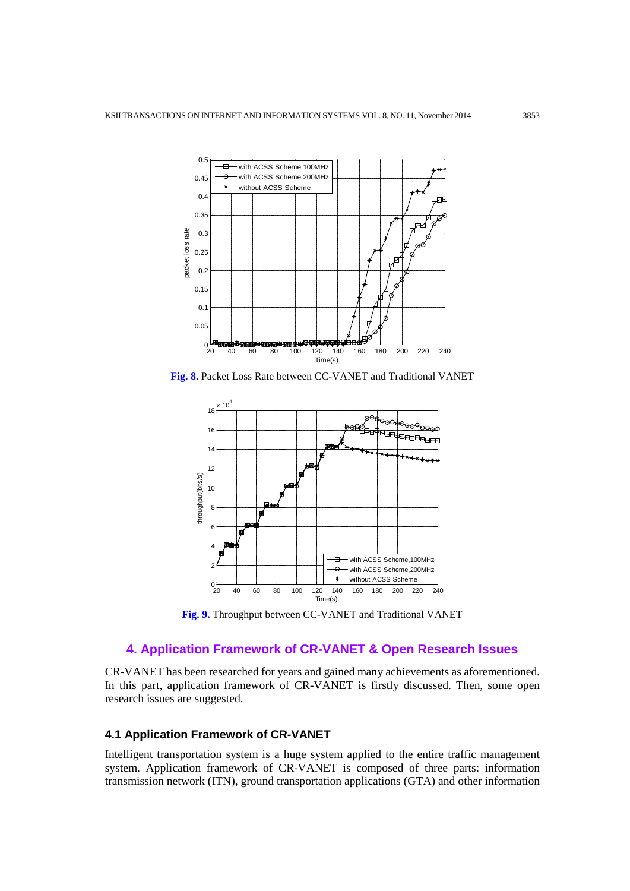**Fig. 8.** Packet Loss Rate between CC-VANET and Traditional VANET

**Fig. 9.** Throughput between CC-VANET and Traditional VANET

## 4. Application Framework of CR-VANET & Open Research Issues

CR-VANET has been researched for years and gained many achievements as aforementioned. In this part, application framework of CR-VANET is firstly discussed. Then, some open research issues are suggested.

### 4.1 Application Framework of CR-VANET

Intelligent transportation system is a huge system applied to the entire traffic management system. Application framework of CR-VANET is composed of three parts: information transmission network (ITN), ground transportation applications (GTA) and other information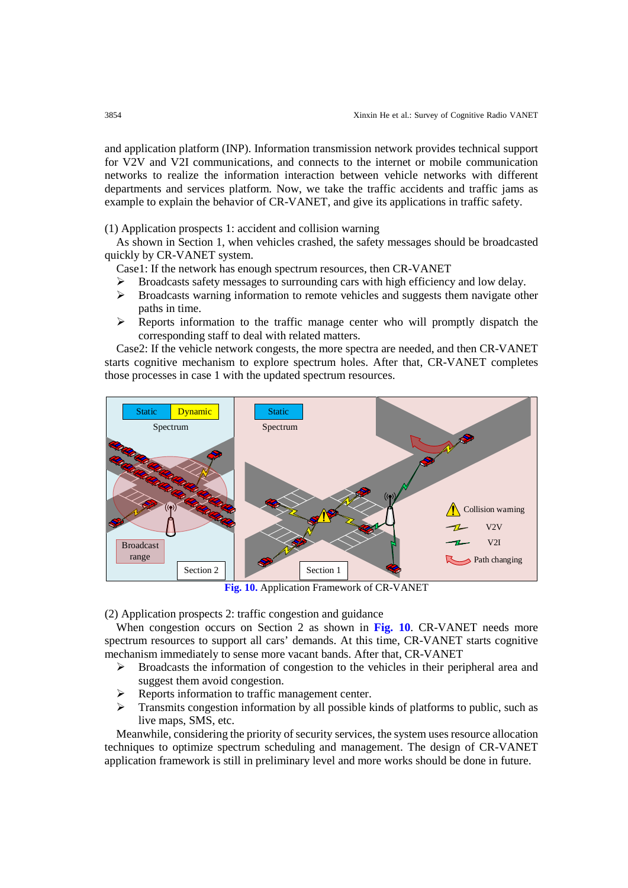and application platform (INP). Information transmission network provides technical support for V2V and V2I communications, and connects to the internet or mobile communication networks to realize the information interaction between vehicle networks with different departments and services platform. Now, we take the traffic accidents and traffic jams as example to explain the behavior of CR-VANET, and give its applications in traffic safety.

(1) Application prospects 1: accident and collision warning

As shown in Section 1, when vehicles crashed, the safety messages should be broadcasted quickly by CR-VANET system.

Case1: If the network has enough spectrum resources, then CR-VANET

- Broadcasts safety messages to surrounding cars with high efficiency and low delay.
- Broadcasts warning information to remote vehicles and suggests them navigate other paths in time.
- Reports information to the traffic manage center who will promptly dispatch the corresponding staff to deal with related matters.

Case2: If the vehicle network congests, the more spectra are needed, and then CR-VANET starts cognitive mechanism to explore spectrum holes. After that, CR-VANET completes those processes in case 1 with the updated spectrum resources.

**Fig. 10.** Application Framework of CR-VANET

(2) Application prospects 2: traffic congestion and guidance

When congestion occurs on Section 2 as shown in **Fig. 10**. CR-VANET needs more spectrum resources to support all cars' demands. At this time, CR-VANET starts cognitive mechanism immediately to sense more vacant bands. After that, CR-VANET

- Broadcasts the information of congestion to the vehicles in their peripheral area and suggest them avoid congestion.
- Reports information to traffic management center.
- Transmits congestion information by all possible kinds of platforms to public, such as live maps, SMS, etc.

Meanwhile, considering the priority of security services, the system uses resource allocation techniques to optimize spectrum scheduling and management. The design of CR-VANET application framework is still in preliminary level and more works should be done in future.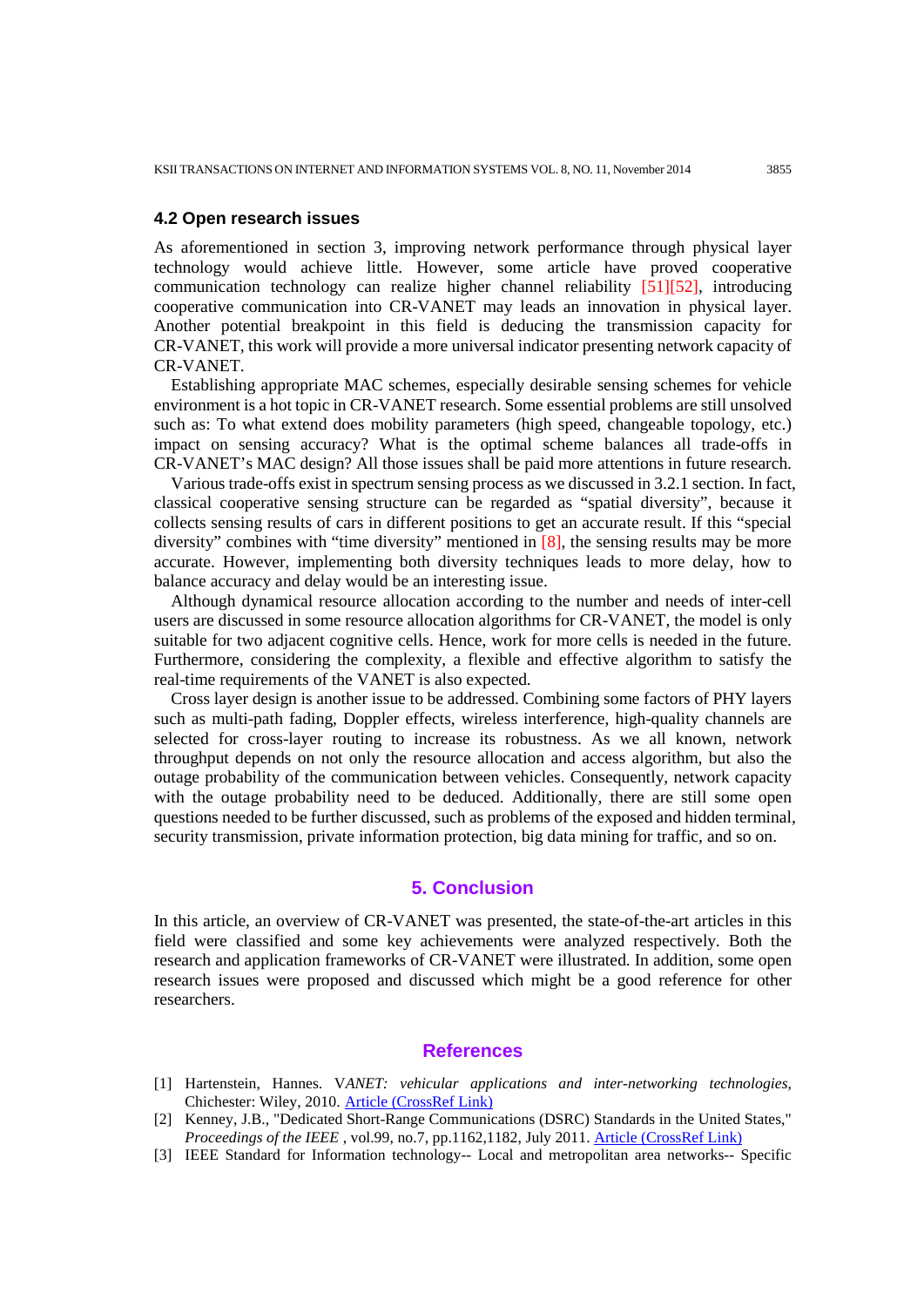### 4.2 Open research issues

As aforementioned in section 3, improving network performance through physical layer technology would achieve little. However, some article have proved cooperative communication technology can realize higher channel reliability [51][52], introducing cooperative communication into CR-VANET may leads an innovation in physical layer. Another potential breakpoint in this field is deducing the transmission capacity for CR-VANET, this work will provide a more universal indicator presenting network capacity of CR-VANET.

Establishing appropriate MAC schemes, especially desirable sensing schemes for vehicle environment is a hot topic in CR-VANET research. Some essential problems are still unsolved such as: To what extend does mobility parameters (high speed, changeable topology, etc.) impact on sensing accuracy? What is the optimal scheme balances all trade-offs in CR-VANET's MAC design? All those issues shall be paid more attentions in future research.

Various trade-offs exist in spectrum sensing process as we discussed in 3.2.1 section. In fact, classical cooperative sensing structure can be regarded as "spatial diversity", because it collects sensing results of cars in different positions to get an accurate result. If this "special diversity" combines with "time diversity" mentioned in [8], the sensing results may be more accurate. However, implementing both diversity techniques leads to more delay, how to balance accuracy and delay would be an interesting issue.

Although dynamical resource allocation according to the number and needs of inter-cell users are discussed in some resource allocation algorithms for CR-VANET, the model is only suitable for two adjacent cognitive cells. Hence, work for more cells is needed in the future. Furthermore, considering the complexity, a flexible and effective algorithm to satisfy the real-time requirements of the VANET is also expected.

Cross layer design is another issue to be addressed. Combining some factors of PHY layers such as multi-path fading, Doppler effects, wireless interference, high-quality channels are selected for cross-layer routing to increase its robustness. As we all known, network throughput depends on not only the resource allocation and access algorithm, but also the outage probability of the communication between vehicles. Consequently, network capacity with the outage probability need to be deduced. Additionally, there are still some open questions needed to be further discussed, such as problems of the exposed and hidden terminal, security transmission, private information protection, big data mining for traffic, and so on.

## 5. Conclusion

In this article, an overview of CR-VANET was presented, the state-of-the-art articles in this field were classified and some key achievements were analyzed respectively. Both the research and application frameworks of CR-VANET were illustrated. In addition, some open research issues were proposed and discussed which might be a good reference for other researchers.

## References

[1] Hartenstein, Hannes. V*ANET: vehicular applications and inter-networking technologies*, Chichester: Wiley, 2010. Article (CrossRef Link)

[2] Kenney, J.B., "Dedicated Short-Range Communications (DSRC) Standards in the United States," *Proceedings of the IEEE* , vol.99, no.7, pp.1162,1182, July 2011. Article (CrossRef Link)

[3] IEEE Standard for Information technology-- Local and metropolitan area networks-- Specific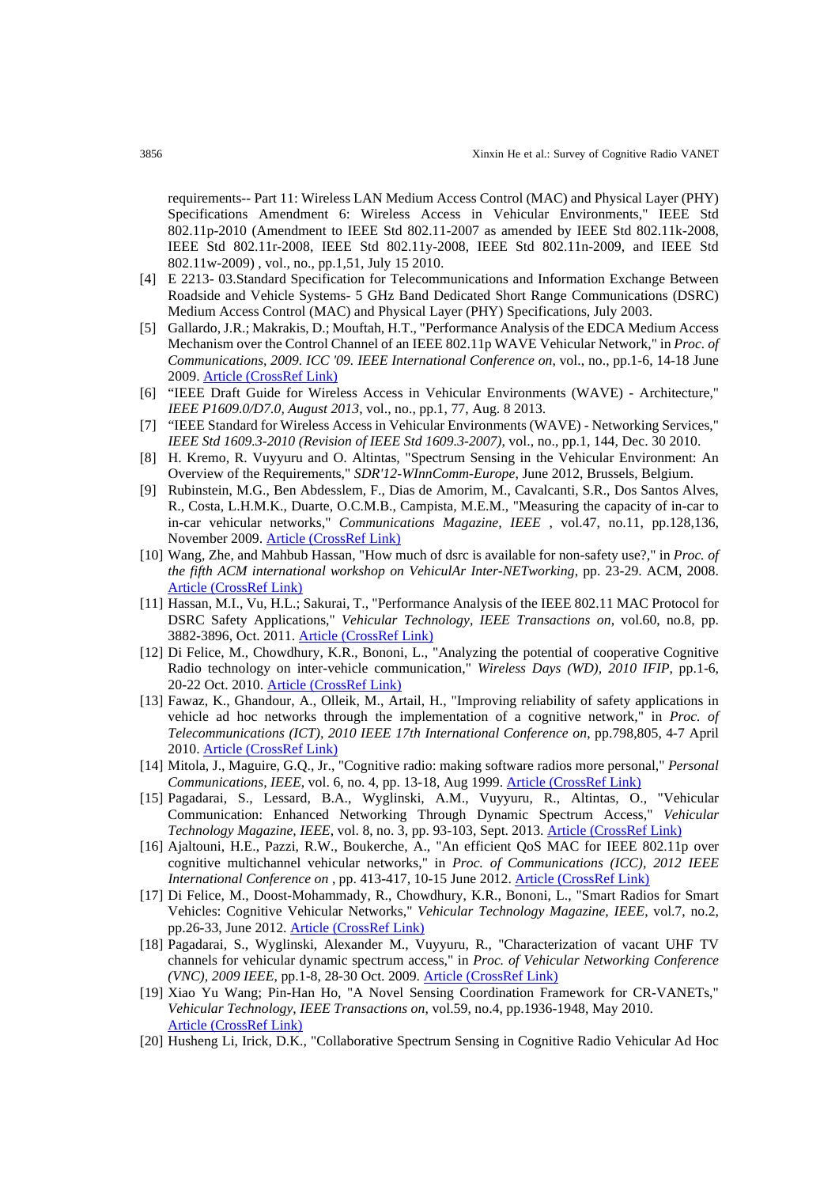requirements-- Part 11: Wireless LAN Medium Access Control (MAC) and Physical Layer (PHY) Specifications Amendment 6: Wireless Access in Vehicular Environments," IEEE Std 802.11p-2010 (Amendment to IEEE Std 802.11-2007 as amended by IEEE Std 802.11k-2008, IEEE Std 802.11r-2008, IEEE Std 802.11y-2008, IEEE Std 802.11n-2009, and IEEE Std 802.11w-2009) , vol., no., pp.1,51, July 15 2010.

[4] E 2213- 03.Standard Specification for Telecommunications and Information Exchange Between Roadside and Vehicle Systems- 5 GHz Band Dedicated Short Range Communications (DSRC) Medium Access Control (MAC) and Physical Layer (PHY) Specifications, July 2003.

[5] Gallardo, J.R.; Makrakis, D.; Mouftah, H.T., "Performance Analysis of the EDCA Medium Access Mechanism over the Control Channel of an IEEE 802.11p WAVE Vehicular Network," in *Proc. of Communications, 2009. ICC '09. IEEE International Conference on*, vol., no., pp.1-6, 14-18 June 2009. Article (CrossRef Link)

[6] "IEEE Draft Guide for Wireless Access in Vehicular Environments (WAVE) - Architecture," *IEEE P1609.0/D7.0, August 2013*, vol., no., pp.1, 77, Aug. 8 2013.

[7] "IEEE Standard for Wireless Access in Vehicular Environments (WAVE) - Networking Services," *IEEE Std 1609.3-2010 (Revision of IEEE Std 1609.3-2007)*, vol., no., pp.1, 144, Dec. 30 2010.

[8] H. Kremo, R. Vuyyuru and O. Altintas, "Spectrum Sensing in the Vehicular Environment: An Overview of the Requirements," *SDR'12-WInnComm-Europe*, June 2012, Brussels, Belgium.

[9] Rubinstein, M.G., Ben Abdesslem, F., Dias de Amorim, M., Cavalcanti, S.R., Dos Santos Alves, R., Costa, L.H.M.K., Duarte, O.C.M.B., Campista, M.E.M., "Measuring the capacity of in-car to in-car vehicular networks," *Communications Magazine, IEEE* , vol.47, no.11, pp.128,136, November 2009. Article (CrossRef Link)

[10] Wang, Zhe, and Mahbub Hassan, "How much of dsrc is available for non-safety use?," in *Proc. of the fifth ACM international workshop on VehiculAr Inter-NETworking*, pp. 23-29. ACM, 2008. Article (CrossRef Link)

[11] Hassan, M.I., Vu, H.L.; Sakurai, T., "Performance Analysis of the IEEE 802.11 MAC Protocol for DSRC Safety Applications," *Vehicular Technology, IEEE Transactions on*, vol.60, no.8, pp. 3882-3896, Oct. 2011. Article (CrossRef Link)

[12] Di Felice, M., Chowdhury, K.R., Bononi, L., "Analyzing the potential of cooperative Cognitive Radio technology on inter-vehicle communication," *Wireless Days (WD), 2010 IFIP*, pp.1-6, 20-22 Oct. 2010. Article (CrossRef Link)

[13] Fawaz, K., Ghandour, A., Olleik, M., Artail, H., "Improving reliability of safety applications in vehicle ad hoc networks through the implementation of a cognitive network," in *Proc. of Telecommunications (ICT), 2010 IEEE 17th International Conference on*, pp.798,805, 4-7 April 2010. Article (CrossRef Link)

[14] Mitola, J., Maguire, G.Q., Jr., "Cognitive radio: making software radios more personal," *Personal Communications, IEEE*, vol. 6, no. 4, pp. 13-18, Aug 1999. Article (CrossRef Link)

[15] Pagadarai, S., Lessard, B.A., Wyglinski, A.M., Vuyyuru, R., Altintas, O., "Vehicular Communication: Enhanced Networking Through Dynamic Spectrum Access," *Vehicular Technology Magazine, IEEE*, vol. 8, no. 3, pp. 93-103, Sept. 2013. Article (CrossRef Link)

[16] Ajaltouni, H.E., Pazzi, R.W., Boukerche, A., "An efficient QoS MAC for IEEE 802.11p over cognitive multichannel vehicular networks," in *Proc. of Communications (ICC), 2012 IEEE International Conference on* , pp. 413-417, 10-15 June 2012. Article (CrossRef Link)

[17] Di Felice, M., Doost-Mohammady, R., Chowdhury, K.R., Bononi, L., "Smart Radios for Smart Vehicles: Cognitive Vehicular Networks," *Vehicular Technology Magazine, IEEE*, vol.7, no.2, pp.26-33, June 2012. Article (CrossRef Link)

[18] Pagadarai, S., Wyglinski, Alexander M., Vuyyuru, R., "Characterization of vacant UHF TV channels for vehicular dynamic spectrum access," in *Proc. of Vehicular Networking Conference (VNC), 2009 IEEE*, pp.1-8, 28-30 Oct. 2009. Article (CrossRef Link)

[19] Xiao Yu Wang; Pin-Han Ho, "A Novel Sensing Coordination Framework for CR-VANETs," *Vehicular Technology, IEEE Transactions on*, vol.59, no.4, pp.1936-1948, May 2010. Article (CrossRef Link)

[20] Husheng Li, Irick, D.K., "Collaborative Spectrum Sensing in Cognitive Radio Vehicular Ad Hoc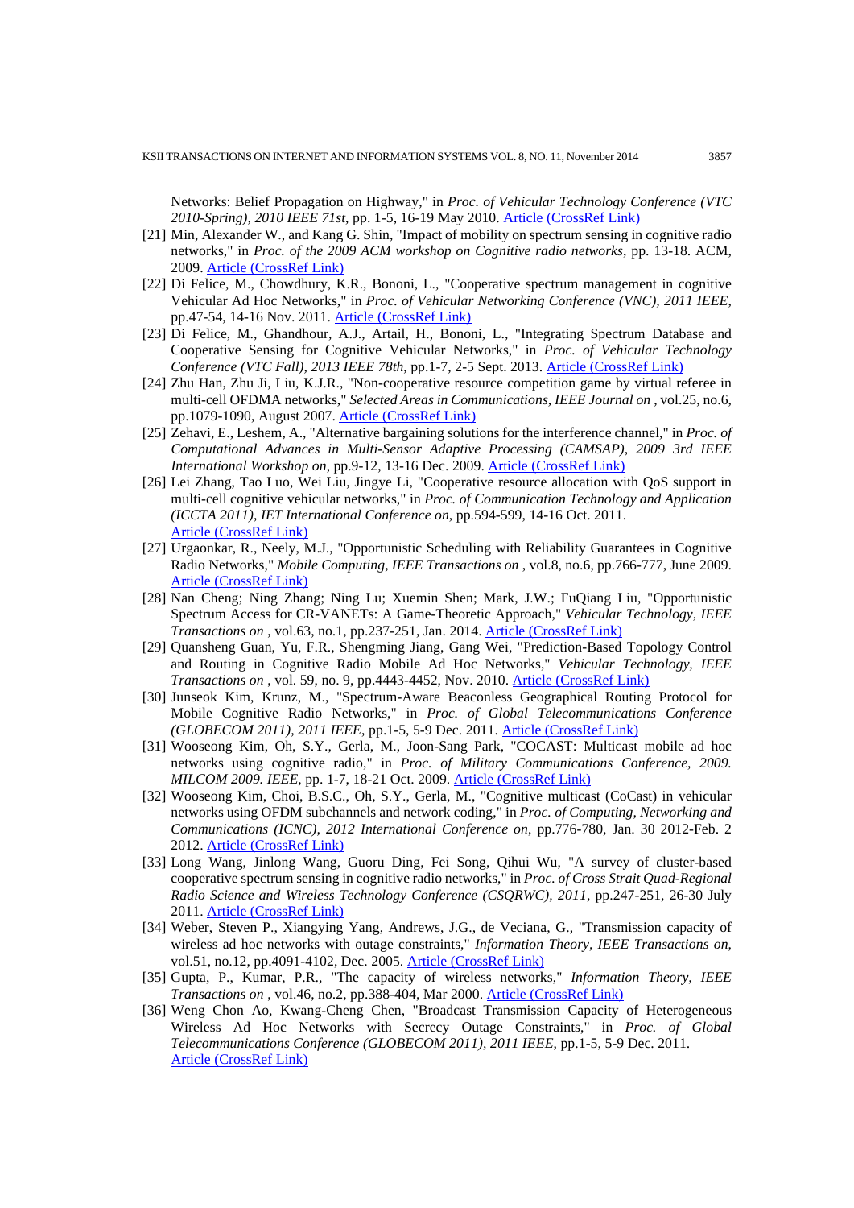Networks: Belief Propagation on Highway," in *Proc. of Vehicular Technology Conference (VTC 2010-Spring), 2010 IEEE 71st*, pp. 1-5, 16-19 May 2010. Article (CrossRef Link)

[21] Min, Alexander W., and Kang G. Shin, "Impact of mobility on spectrum sensing in cognitive radio networks," in *Proc. of the 2009 ACM workshop on Cognitive radio networks*, pp. 13-18. ACM, 2009. Article (CrossRef Link)

[22] Di Felice, M., Chowdhury, K.R., Bononi, L., "Cooperative spectrum management in cognitive Vehicular Ad Hoc Networks," in *Proc. of Vehicular Networking Conference (VNC), 2011 IEEE*, pp.47-54, 14-16 Nov. 2011. Article (CrossRef Link)

[23] Di Felice, M., Ghandhour, A.J., Artail, H., Bononi, L., "Integrating Spectrum Database and Cooperative Sensing for Cognitive Vehicular Networks," in *Proc. of Vehicular Technology Conference (VTC Fall), 2013 IEEE 78th*, pp.1-7, 2-5 Sept. 2013. Article (CrossRef Link)

[24] Zhu Han, Zhu Ji, Liu, K.J.R., "Non-cooperative resource competition game by virtual referee in multi-cell OFDMA networks," *Selected Areas in Communications, IEEE Journal on* , vol.25, no.6, pp.1079-1090, August 2007. Article (CrossRef Link)

[25] Zehavi, E., Leshem, A., "Alternative bargaining solutions for the interference channel," in *Proc. of Computational Advances in Multi-Sensor Adaptive Processing (CAMSAP), 2009 3rd IEEE International Workshop on*, pp.9-12, 13-16 Dec. 2009. Article (CrossRef Link)

[26] Lei Zhang, Tao Luo, Wei Liu, Jingye Li, "Cooperative resource allocation with QoS support in multi-cell cognitive vehicular networks," in *Proc. of Communication Technology and Application (ICCTA 2011), IET International Conference on*, pp.594-599, 14-16 Oct. 2011. Article (CrossRef Link)

[27] Urgaonkar, R., Neely, M.J., "Opportunistic Scheduling with Reliability Guarantees in Cognitive Radio Networks," *Mobile Computing, IEEE Transactions on* , vol.8, no.6, pp.766-777, June 2009. Article (CrossRef Link)

[28] Nan Cheng; Ning Zhang; Ning Lu; Xuemin Shen; Mark, J.W.; FuQiang Liu, "Opportunistic Spectrum Access for CR-VANETs: A Game-Theoretic Approach," *Vehicular Technology, IEEE Transactions on* , vol.63, no.1, pp.237-251, Jan. 2014. Article (CrossRef Link)

[29] Quansheng Guan, Yu, F.R., Shengming Jiang, Gang Wei, "Prediction-Based Topology Control and Routing in Cognitive Radio Mobile Ad Hoc Networks," *Vehicular Technology, IEEE Transactions on* , vol. 59, no. 9, pp.4443-4452, Nov. 2010. Article (CrossRef Link)

[30] Junseok Kim, Krunz, M., "Spectrum-Aware Beaconless Geographical Routing Protocol for Mobile Cognitive Radio Networks," in *Proc. of Global Telecommunications Conference (GLOBECOM 2011), 2011 IEEE*, pp.1-5, 5-9 Dec. 2011. Article (CrossRef Link)

[31] Wooseong Kim, Oh, S.Y., Gerla, M., Joon-Sang Park, "COCAST: Multicast mobile ad hoc networks using cognitive radio," in *Proc. of Military Communications Conference, 2009. MILCOM 2009. IEEE*, pp. 1-7, 18-21 Oct. 2009. Article (CrossRef Link)

[32] Wooseong Kim, Choi, B.S.C., Oh, S.Y., Gerla, M., "Cognitive multicast (CoCast) in vehicular networks using OFDM subchannels and network coding," in *Proc. of Computing, Networking and Communications (ICNC), 2012 International Conference on*, pp.776-780, Jan. 30 2012-Feb. 2 2012. Article (CrossRef Link)

[33] Long Wang, Jinlong Wang, Guoru Ding, Fei Song, Qihui Wu, "A survey of cluster-based cooperative spectrum sensing in cognitive radio networks," in *Proc. of Cross Strait Quad-Regional Radio Science and Wireless Technology Conference (CSQRWC), 2011*, pp.247-251, 26-30 July 2011. Article (CrossRef Link)

[34] Weber, Steven P., Xiangying Yang, Andrews, J.G., de Veciana, G., "Transmission capacity of wireless ad hoc networks with outage constraints," *Information Theory, IEEE Transactions on*, vol.51, no.12, pp.4091-4102, Dec. 2005. Article (CrossRef Link)

[35] Gupta, P., Kumar, P.R., "The capacity of wireless networks," *Information Theory, IEEE Transactions on* , vol.46, no.2, pp.388-404, Mar 2000. Article (CrossRef Link)

[36] Weng Chon Ao, Kwang-Cheng Chen, "Broadcast Transmission Capacity of Heterogeneous Wireless Ad Hoc Networks with Secrecy Outage Constraints," in *Proc. of Global Telecommunications Conference (GLOBECOM 2011), 2011 IEEE*, pp.1-5, 5-9 Dec. 2011. Article (CrossRef Link)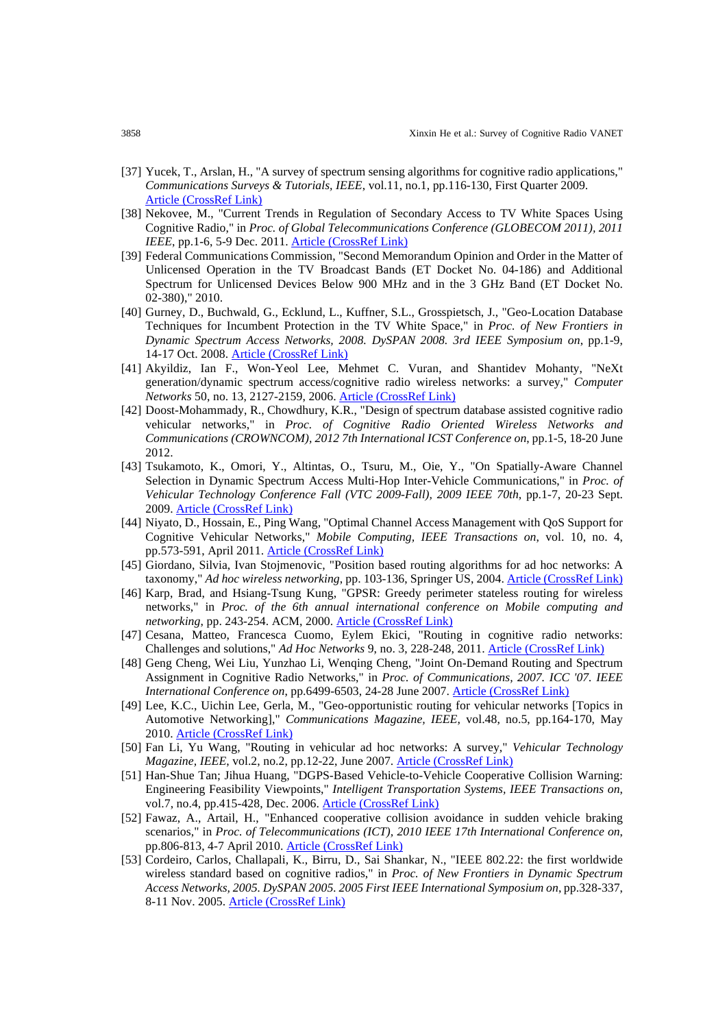[37] Yucek, T., Arslan, H., "A survey of spectrum sensing algorithms for cognitive radio applications," *Communications Surveys & Tutorials, IEEE*, vol.11, no.1, pp.116-130, First Quarter 2009. Article (CrossRef Link)

[38] Nekovee, M., "Current Trends in Regulation of Secondary Access to TV White Spaces Using Cognitive Radio," in *Proc. of Global Telecommunications Conference (GLOBECOM 2011), 2011 IEEE*, pp.1-6, 5-9 Dec. 2011. Article (CrossRef Link)

[39] Federal Communications Commission, "Second Memorandum Opinion and Order in the Matter of Unlicensed Operation in the TV Broadcast Bands (ET Docket No. 04-186) and Additional Spectrum for Unlicensed Devices Below 900 MHz and in the 3 GHz Band (ET Docket No. 02-380)," 2010.

[40] Gurney, D., Buchwald, G., Ecklund, L., Kuffner, S.L., Grosspietsch, J., "Geo-Location Database Techniques for Incumbent Protection in the TV White Space," in *Proc. of New Frontiers in Dynamic Spectrum Access Networks, 2008. DySPAN 2008. 3rd IEEE Symposium on*, pp.1-9, 14-17 Oct. 2008. Article (CrossRef Link)

[41] Akyildiz, Ian F., Won-Yeol Lee, Mehmet C. Vuran, and Shantidev Mohanty, "NeXt generation/dynamic spectrum access/cognitive radio wireless networks: a survey," *Computer Networks* 50, no. 13, 2127-2159, 2006. Article (CrossRef Link)

[42] Doost-Mohammady, R., Chowdhury, K.R., "Design of spectrum database assisted cognitive radio vehicular networks," in *Proc. of Cognitive Radio Oriented Wireless Networks and Communications (CROWNCOM), 2012 7th International ICST Conference on*, pp.1-5, 18-20 June 2012.

[43] Tsukamoto, K., Omori, Y., Altintas, O., Tsuru, M., Oie, Y., "On Spatially-Aware Channel Selection in Dynamic Spectrum Access Multi-Hop Inter-Vehicle Communications," in *Proc. of Vehicular Technology Conference Fall (VTC 2009-Fall), 2009 IEEE 70th*, pp.1-7, 20-23 Sept. 2009. Article (CrossRef Link)

[44] Niyato, D., Hossain, E., Ping Wang, "Optimal Channel Access Management with QoS Support for Cognitive Vehicular Networks," *Mobile Computing, IEEE Transactions on*, vol. 10, no. 4, pp.573-591, April 2011. Article (CrossRef Link)

[45] Giordano, Silvia, Ivan Stojmenovic, "Position based routing algorithms for ad hoc networks: A taxonomy," *Ad hoc wireless networking*, pp. 103-136, Springer US, 2004. Article (CrossRef Link)

[46] Karp, Brad, and Hsiang-Tsung Kung, "GPSR: Greedy perimeter stateless routing for wireless networks," in *Proc. of the 6th annual international conference on Mobile computing and networking*, pp. 243-254. ACM, 2000. Article (CrossRef Link)

[47] Cesana, Matteo, Francesca Cuomo, Eylem Ekici, "Routing in cognitive radio networks: Challenges and solutions," *Ad Hoc Networks* 9, no. 3, 228-248, 2011. Article (CrossRef Link)

[48] Geng Cheng, Wei Liu, Yunzhao Li, Wenqing Cheng, "Joint On-Demand Routing and Spectrum Assignment in Cognitive Radio Networks," in *Proc. of Communications, 2007. ICC '07. IEEE International Conference on*, pp.6499-6503, 24-28 June 2007. Article (CrossRef Link)

[49] Lee, K.C., Uichin Lee, Gerla, M., "Geo-opportunistic routing for vehicular networks [Topics in Automotive Networking]," *Communications Magazine, IEEE*, vol.48, no.5, pp.164-170, May 2010. Article (CrossRef Link)

[50] Fan Li, Yu Wang, "Routing in vehicular ad hoc networks: A survey," *Vehicular Technology Magazine, IEEE*, vol.2, no.2, pp.12-22, June 2007. Article (CrossRef Link)

[51] Han-Shue Tan; Jihua Huang, "DGPS-Based Vehicle-to-Vehicle Cooperative Collision Warning: Engineering Feasibility Viewpoints," *Intelligent Transportation Systems, IEEE Transactions on*, vol.7, no.4, pp.415-428, Dec. 2006. Article (CrossRef Link)

[52] Fawaz, A., Artail, H., "Enhanced cooperative collision avoidance in sudden vehicle braking scenarios," in *Proc. of Telecommunications (ICT), 2010 IEEE 17th International Conference on*, pp.806-813, 4-7 April 2010. Article (CrossRef Link)

[53] Cordeiro, Carlos, Challapali, K., Birru, D., Sai Shankar, N., "IEEE 802.22: the first worldwide wireless standard based on cognitive radios," in *Proc. of New Frontiers in Dynamic Spectrum Access Networks, 2005. DySPAN 2005. 2005 First IEEE International Symposium on*, pp.328-337, 8-11 Nov. 2005. Article (CrossRef Link)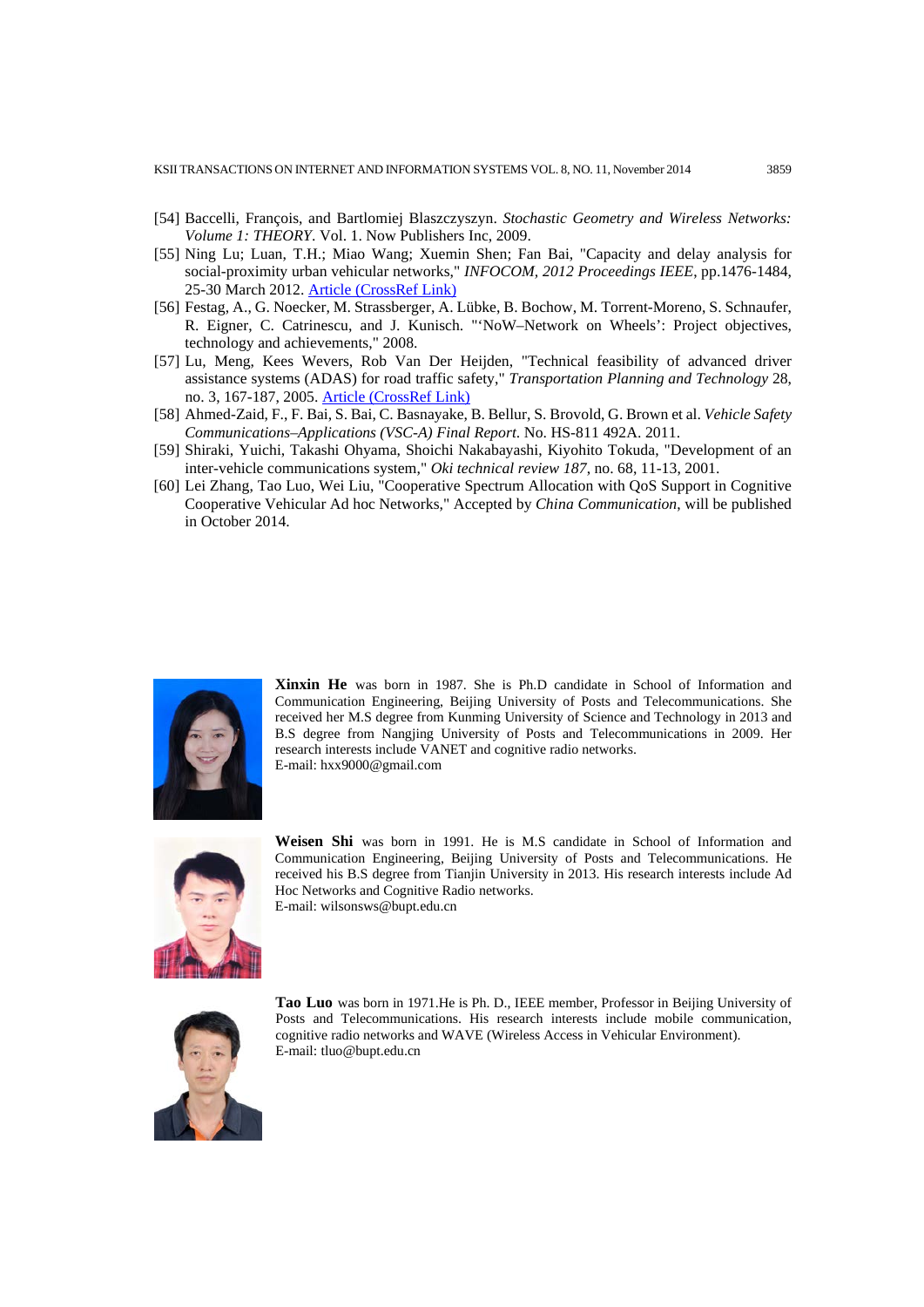[54] Baccelli, François, and Bartlomiej Blaszczyszyn. *Stochastic Geometry and Wireless Networks: Volume 1: THEORY*. Vol. 1. Now Publishers Inc, 2009.

[55] Ning Lu; Luan, T.H.; Miao Wang; Xuemin Shen; Fan Bai, "Capacity and delay analysis for social-proximity urban vehicular networks," *INFOCOM, 2012 Proceedings IEEE*, pp.1476-1484, 25-30 March 2012. Article (CrossRef Link)

[56] Festag, A., G. Noecker, M. Strassberger, A. Lübke, B. Bochow, M. Torrent-Moreno, S. Schnaufer, R. Eigner, C. Catrinescu, and J. Kunisch. "'NoW–Network on Wheels': Project objectives, technology and achievements," 2008.

[57] Lu, Meng, Kees Wevers, Rob Van Der Heijden, "Technical feasibility of advanced driver assistance systems (ADAS) for road traffic safety," *Transportation Planning and Technology* 28, no. 3, 167-187, 2005. Article (CrossRef Link)

[58] Ahmed-Zaid, F., F. Bai, S. Bai, C. Basnayake, B. Bellur, S. Brovold, G. Brown et al. *Vehicle Safety Communications–Applications (VSC-A) Final Report*. No. HS-811 492A. 2011.

[59] Shiraki, Yuichi, Takashi Ohyama, Shoichi Nakabayashi, Kiyohito Tokuda, "Development of an inter-vehicle communications system," *Oki technical review 187*, no. 68, 11-13, 2001.

[60] Lei Zhang, Tao Luo, Wei Liu, "Cooperative Spectrum Allocation with QoS Support in Cognitive Cooperative Vehicular Ad hoc Networks," Accepted by *China Communication*, will be published in October 2014.

**Xinxin He** was born in 1987. She is Ph.D candidate in School of Information and Communication Engineering, Beijing University of Posts and Telecommunications. She received her M.S degree from Kunming University of Science and Technology in 2013 and B.S degree from Nangjing University of Posts and Telecommunications in 2009. Her research interests include VANET and cognitive radio networks.
E-mail: hxx9000@gmail.com

**Weisen Shi** was born in 1991. He is M.S candidate in School of Information and Communication Engineering, Beijing University of Posts and Telecommunications. He received his B.S degree from Tianjin University in 2013. His research interests include Ad Hoc Networks and Cognitive Radio networks.
E-mail: wilsonsws@bupt.edu.cn

**Tao Luo** was born in 1971.He is Ph. D., IEEE member, Professor in Beijing University of Posts and Telecommunications. His research interests include mobile communication, cognitive radio networks and WAVE (Wireless Access in Vehicular Environment).
E-mail: tluo@bupt.edu.cn